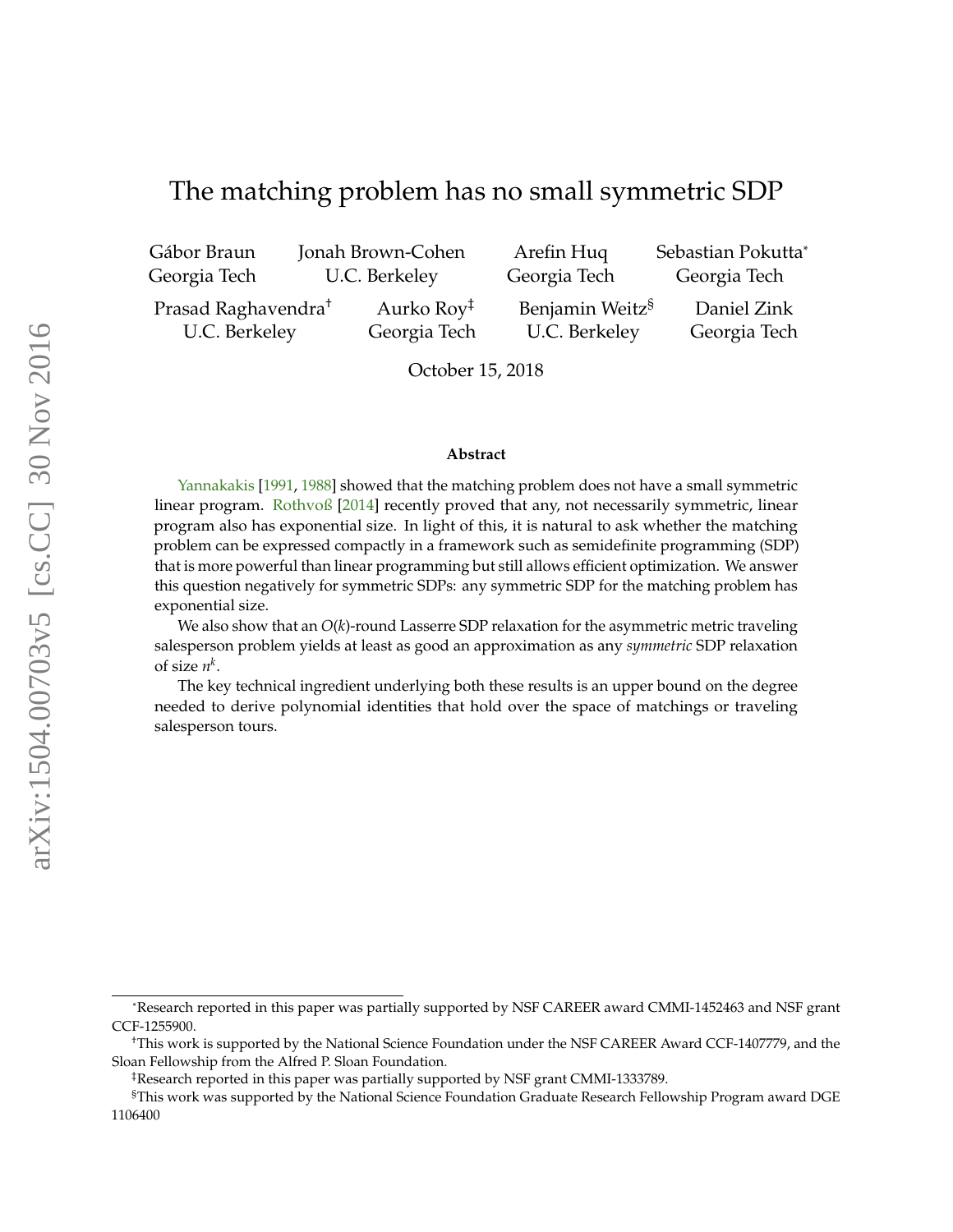# The matching problem has no small symmetric SDP

Gábor Braun, Georgia Tech
Jonah Brown-Cohen, U.C. Berkeley
Arefin Huq, Georgia Tech
Sebastian Pokutta*, Georgia Tech
Prasad Raghavendra†, U.C. Berkeley
Aurko Roy‡, Georgia Tech
Benjamin Weitz§, U.C. Berkeley
Daniel Zink, Georgia Tech

October 15, 2018

**Abstract**

Yannakakis [1991, 1988] showed that the matching problem does not have a small symmetric linear program. Rothvoß [2014] recently proved that any, not necessarily symmetric, linear program also has exponential size. In light of this, it is natural to ask whether the matching problem can be expressed compactly in a framework such as semidefinite programming (SDP) that is more powerful than linear programming but still allows efficient optimization. We answer this question negatively for symmetric SDPs: any symmetric SDP for the matching problem has exponential size.

We also show that an $O(k)$-round Lasserre SDP relaxation for the asymmetric metric traveling salesperson problem yields at least as good an approximation as any *symmetric* SDP relaxation of size $n^k$.

The key technical ingredient underlying both these results is an upper bound on the degree needed to derive polynomial identities that hold over the space of matchings or traveling salesperson tours.

---

*Research reported in this paper was partially supported by NSF CAREER award CMMI-1452463 and NSF grant CCF-1255900.

†This work is supported by the National Science Foundation under the NSF CAREER Award CCF-1407779, and the Sloan Fellowship from the Alfred P. Sloan Foundation.

‡Research reported in this paper was partially supported by NSF grant CMMI-1333789.

§This work was supported by the National Science Foundation Graduate Research Fellowship Program award DGE 1106400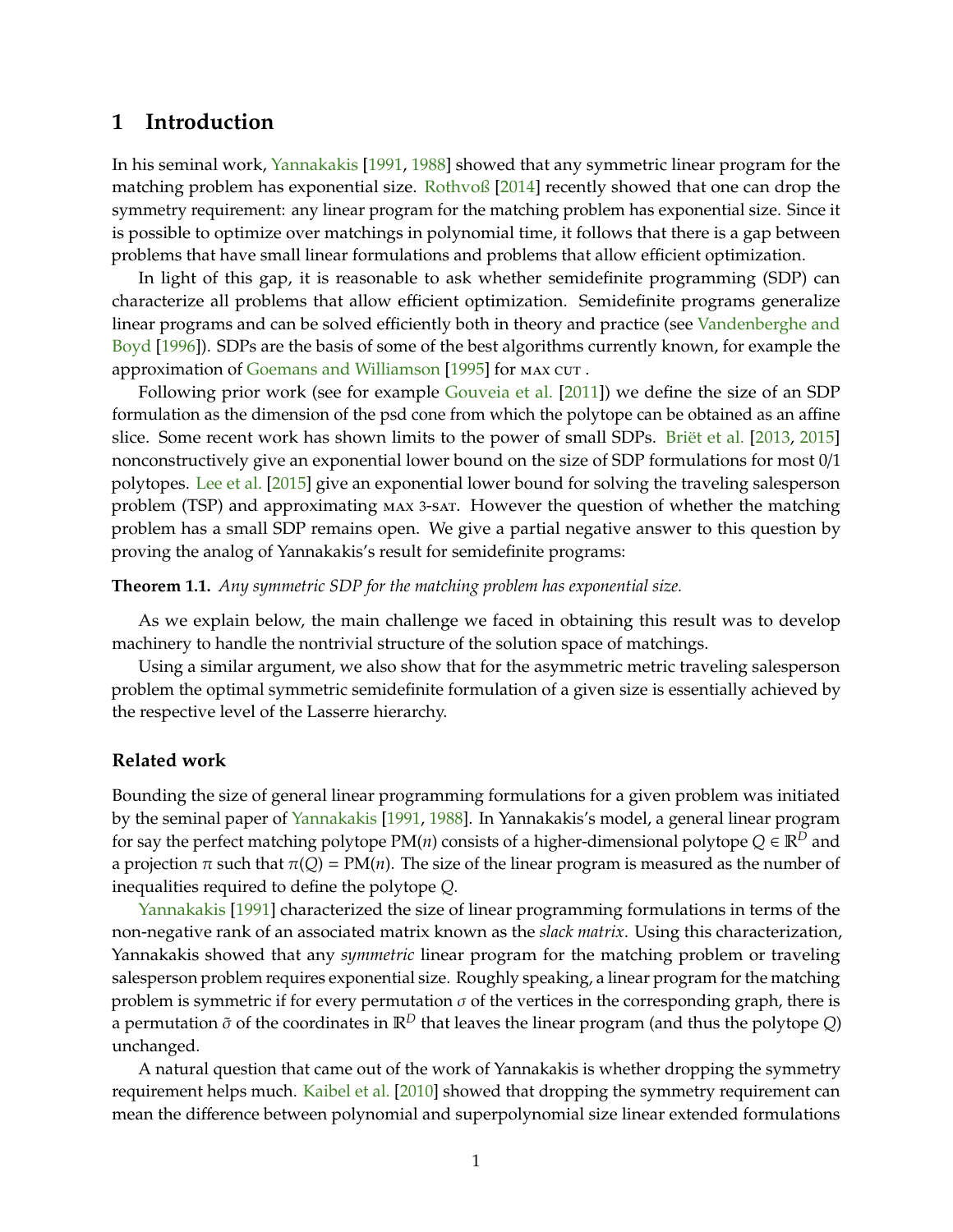# 1 Introduction

In his seminal work, Yannakakis [1991, 1988] showed that any symmetric linear program for the matching problem has exponential size. Rothvoß [2014] recently showed that one can drop the symmetry requirement: any linear program for the matching problem has exponential size. Since it is possible to optimize over matchings in polynomial time, it follows that there is a gap between problems that have small linear formulations and problems that allow efficient optimization.

In light of this gap, it is reasonable to ask whether semidefinite programming (SDP) can characterize all problems that allow efficient optimization. Semidefinite programs generalize linear programs and can be solved efficiently both in theory and practice (see Vandenberghe and Boyd [1996]). SDPs are the basis of some of the best algorithms currently known, for example the approximation of Goemans and Williamson [1995] for MAX CUT .

Following prior work (see for example Gouveia et al. [2011]) we define the size of an SDP formulation as the dimension of the psd cone from which the polytope can be obtained as an affine slice. Some recent work has shown limits to the power of small SDPs. Briët et al. [2013, 2015] nonconstructively give an exponential lower bound on the size of SDP formulations for most 0/1 polytopes. Lee et al. [2015] give an exponential lower bound for solving the traveling salesperson problem (TSP) and approximating MAX 3-SAT. However the question of whether the matching problem has a small SDP remains open. We give a partial negative answer to this question by proving the analog of Yannakakis's result for semidefinite programs:

**Theorem 1.1.** *Any symmetric SDP for the matching problem has exponential size.*

As we explain below, the main challenge we faced in obtaining this result was to develop machinery to handle the nontrivial structure of the solution space of matchings.

Using a similar argument, we also show that for the asymmetric metric traveling salesperson problem the optimal symmetric semidefinite formulation of a given size is essentially achieved by the respective level of the Lasserre hierarchy.

### Related work

Bounding the size of general linear programming formulations for a given problem was initiated by the seminal paper of Yannakakis [1991, 1988]. In Yannakakis's model, a general linear program for say the perfect matching polytope $\mathrm{PM}(n)$ consists of a higher-dimensional polytope $Q \in \mathbb{R}^D$ and a projection $\pi$ such that $\pi(Q) = \mathrm{PM}(n)$. The size of the linear program is measured as the number of inequalities required to define the polytope $Q$.

Yannakakis [1991] characterized the size of linear programming formulations in terms of the non-negative rank of an associated matrix known as the *slack matrix*. Using this characterization, Yannakakis showed that any *symmetric* linear program for the matching problem or traveling salesperson problem requires exponential size. Roughly speaking, a linear program for the matching problem is symmetric if for every permutation $\sigma$ of the vertices in the corresponding graph, there is a permutation $\tilde{\sigma}$ of the coordinates in $\mathbb{R}^D$ that leaves the linear program (and thus the polytope $Q$) unchanged.

A natural question that came out of the work of Yannakakis is whether dropping the symmetry requirement helps much. Kaibel et al. [2010] showed that dropping the symmetry requirement can mean the difference between polynomial and superpolynomial size linear extended formulations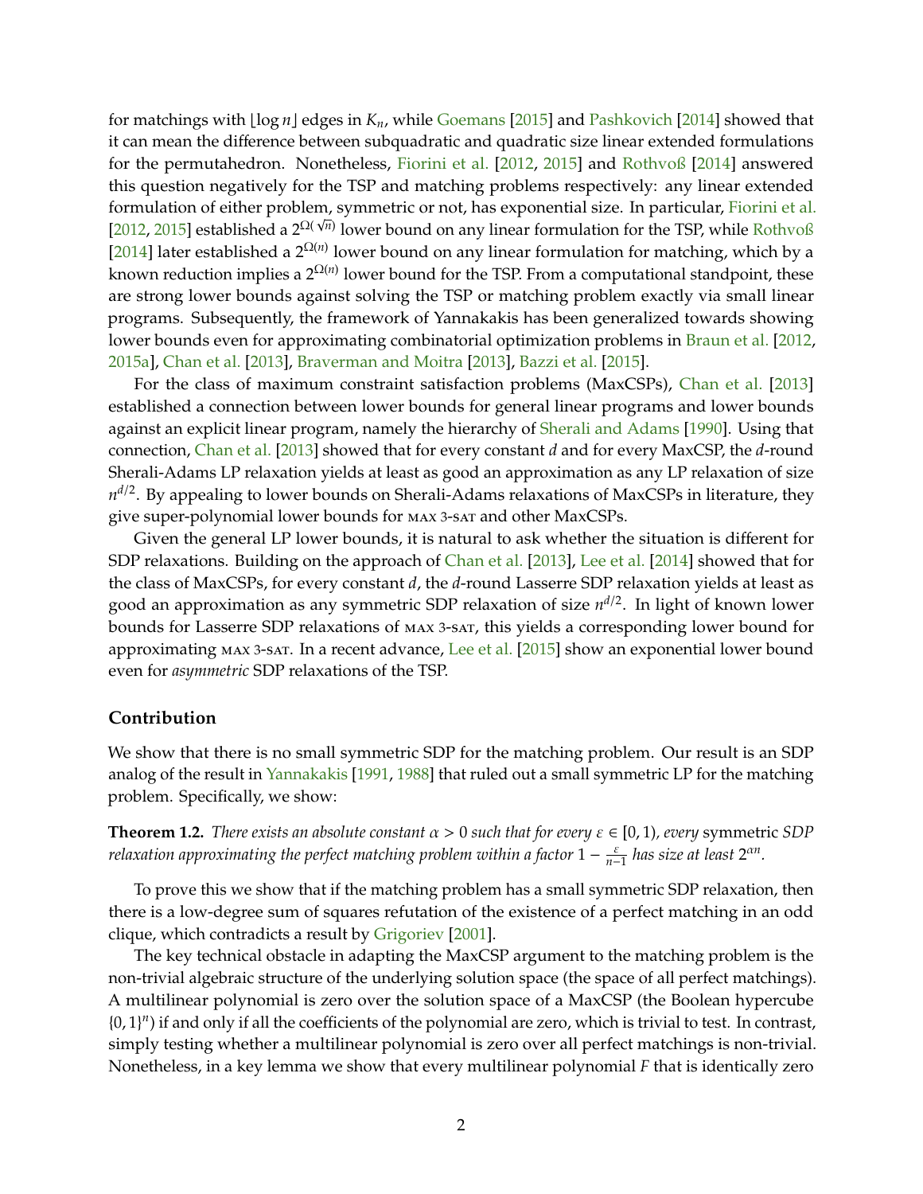for matchings with $\lfloor \log n \rfloor$ edges in $K_n$, while Goemans [2015] and Pashkovich [2014] showed that it can mean the difference between subquadratic and quadratic size linear extended formulations for the permutahedron. Nonetheless, Fiorini et al. [2012, 2015] and Rothvoß [2014] answered this question negatively for the TSP and matching problems respectively: any linear extended formulation of either problem, symmetric or not, has exponential size. In particular, Fiorini et al. [2012, 2015] established a $2^{\Omega(\sqrt{n})}$ lower bound on any linear formulation for the TSP, while Rothvoß [2014] later established a $2^{\Omega(n)}$ lower bound on any linear formulation for matching, which by a known reduction implies a $2^{\Omega(n)}$ lower bound for the TSP. From a computational standpoint, these are strong lower bounds against solving the TSP or matching problem exactly via small linear programs. Subsequently, the framework of Yannakakis has been generalized towards showing lower bounds even for approximating combinatorial optimization problems in Braun et al. [2012, 2015a], Chan et al. [2013], Braverman and Moitra [2013], Bazzi et al. [2015].

For the class of maximum constraint satisfaction problems (MaxCSPs), Chan et al. [2013] established a connection between lower bounds for general linear programs and lower bounds against an explicit linear program, namely the hierarchy of Sherali and Adams [1990]. Using that connection, Chan et al. [2013] showed that for every constant $d$ and for every MaxCSP, the $d$-round Sherali-Adams LP relaxation yields at least as good an approximation as any LP relaxation of size $n^{d/2}$. By appealing to lower bounds on Sherali-Adams relaxations of MaxCSPs in literature, they give super-polynomial lower bounds for MAX 3-SAT and other MaxCSPs.

Given the general LP lower bounds, it is natural to ask whether the situation is different for SDP relaxations. Building on the approach of Chan et al. [2013], Lee et al. [2014] showed that for the class of MaxCSPs, for every constant $d$, the $d$-round Lasserre SDP relaxation yields at least as good an approximation as any symmetric SDP relaxation of size $n^{d/2}$. In light of known lower bounds for Lasserre SDP relaxations of MAX 3-SAT, this yields a corresponding lower bound for approximating MAX 3-SAT. In a recent advance, Lee et al. [2015] show an exponential lower bound even for *asymmetric* SDP relaxations of the TSP.

### Contribution

We show that there is no small symmetric SDP for the matching problem. Our result is an SDP analog of the result in Yannakakis [1991, 1988] that ruled out a small symmetric LP for the matching problem. Specifically, we show:

**Theorem 1.2.** *There exists an absolute constant $\alpha > 0$ such that for every $\varepsilon \in [0, 1)$, every* symmetric *SDP relaxation approximating the perfect matching problem within a factor $1 - \frac{\varepsilon}{n-1}$ has size at least $2^{\alpha n}$.*

To prove this we show that if the matching problem has a small symmetric SDP relaxation, then there is a low-degree sum of squares refutation of the existence of a perfect matching in an odd clique, which contradicts a result by Grigoriev [2001].

The key technical obstacle in adapting the MaxCSP argument to the matching problem is the non-trivial algebraic structure of the underlying solution space (the space of all perfect matchings). A multilinear polynomial is zero over the solution space of a MaxCSP (the Boolean hypercube $\{0, 1\}^n$) if and only if all the coefficients of the polynomial are zero, which is trivial to test. In contrast, simply testing whether a multilinear polynomial is zero over all perfect matchings is non-trivial. Nonetheless, in a key lemma we show that every multilinear polynomial $F$ that is identically zero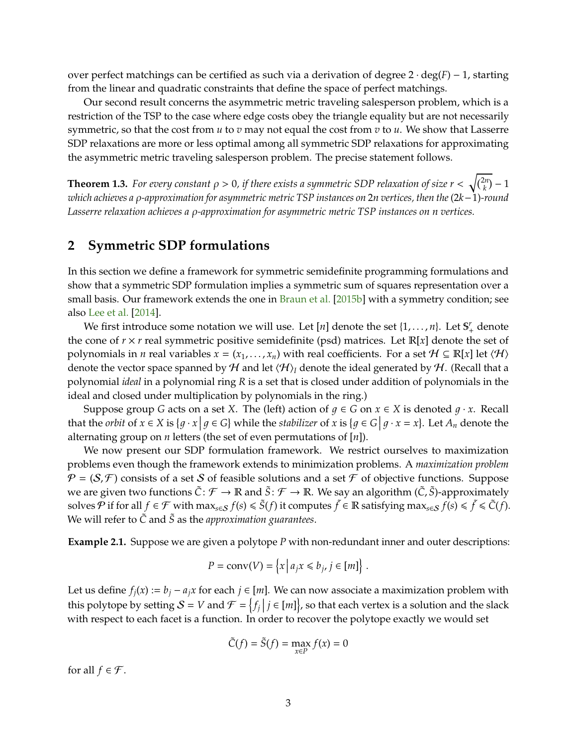over perfect matchings can be certified as such via a derivation of degree $2 \cdot \deg(F) - 1$, starting from the linear and quadratic constraints that define the space of perfect matchings.

Our second result concerns the asymmetric metric traveling salesperson problem, which is a restriction of the TSP to the case where edge costs obey the triangle equality but are not necessarily symmetric, so that the cost from $u$ to $v$ may not equal the cost from $v$ to $u$. We show that Lasserre SDP relaxations are more or less optimal among all symmetric SDP relaxations for approximating the asymmetric metric traveling salesperson problem. The precise statement follows.

**Theorem 1.3.** *For every constant $\rho > 0$, if there exists a symmetric SDP relaxation of size $r < \sqrt{\binom{2n}{k}} - 1$ which achieves a $\rho$-approximation for asymmetric metric TSP instances on $2n$ vertices, then the $(2k-1)$-round Lasserre relaxation achieves a $\rho$-approximation for asymmetric metric TSP instances on $n$ vertices.*

## 2 Symmetric SDP formulations

In this section we define a framework for symmetric semidefinite programming formulations and show that a symmetric SDP formulation implies a symmetric sum of squares representation over a small basis. Our framework extends the one in Braun et al. [2015b] with a symmetry condition; see also Lee et al. [2014].

We first introduce some notation we will use. Let $[n]$ denote the set $\{1, \ldots, n\}$. Let $\mathbb{S}^r_+$ denote the cone of $r \times r$ real symmetric positive semidefinite (psd) matrices. Let $\mathbb{R}[x]$ denote the set of polynomials in $n$ real variables $x = (x_1, \ldots, x_n)$ with real coefficients. For a set $\mathcal{H} \subseteq \mathbb{R}[x]$ let $\langle \mathcal{H} \rangle$ denote the vector space spanned by $\mathcal{H}$ and let $\langle \mathcal{H} \rangle_I$ denote the ideal generated by $\mathcal{H}$. (Recall that a polynomial *ideal* in a polynomial ring $R$ is a set that is closed under addition of polynomials in the ideal and closed under multiplication by polynomials in the ring.)

Suppose group $G$ acts on a set $X$. The (left) action of $g \in G$ on $x \in X$ is denoted $g \cdot x$. Recall that the *orbit* of $x \in X$ is $\{g \cdot x \mid g \in G\}$ while the *stabilizer* of $x$ is $\{g \in G \mid g \cdot x = x\}$. Let $A_n$ denote the alternating group on $n$ letters (the set of even permutations of $[n]$).

We now present our SDP formulation framework. We restrict ourselves to maximization problems even though the framework extends to minimization problems. A *maximization problem* $\mathcal{P} = (\mathcal{S}, \mathcal{F})$ consists of a set $\mathcal{S}$ of feasible solutions and a set $\mathcal{F}$ of objective functions. Suppose we are given two functions $\tilde{C} : \mathcal{F} \to \mathbb{R}$ and $\tilde{S} : \mathcal{F} \to \mathbb{R}$. We say an algorithm $(\tilde{C}, \tilde{S})$-approximately solves $\mathcal{P}$ if for all $f \in \mathcal{F}$ with $\max_{s \in \mathcal{S}} f(s) \leqslant \tilde{S}(f)$ it computes $\tilde{f} \in \mathbb{R}$ satisfying $\max_{s \in \mathcal{S}} f(s) \leqslant \tilde{f} \leqslant \tilde{C}(f)$. We will refer to $\tilde{C}$ and $\tilde{S}$ as the *approximation guarantees*.

**Example 2.1.** Suppose we are given a polytope $P$ with non-redundant inner and outer descriptions:

$$P = \operatorname{conv}(V) = \left\{ x \,\middle|\, a_j x \leqslant b_j, j \in [m] \right\}.$$

Let us define $f_j(x) := b_j - a_j x$ for each $j \in [m]$. We can now associate a maximization problem with this polytope by setting $\mathcal{S} = V$ and $\mathcal{F} = \left\{ f_j \,\middle|\, j \in [m] \right\}$, so that each vertex is a solution and the slack with respect to each facet is a function. In order to recover the polytope exactly we would set

$$\tilde{C}(f) = \tilde{S}(f) = \max_{x \in P} f(x) = 0$$

for all $f \in \mathcal{F}$.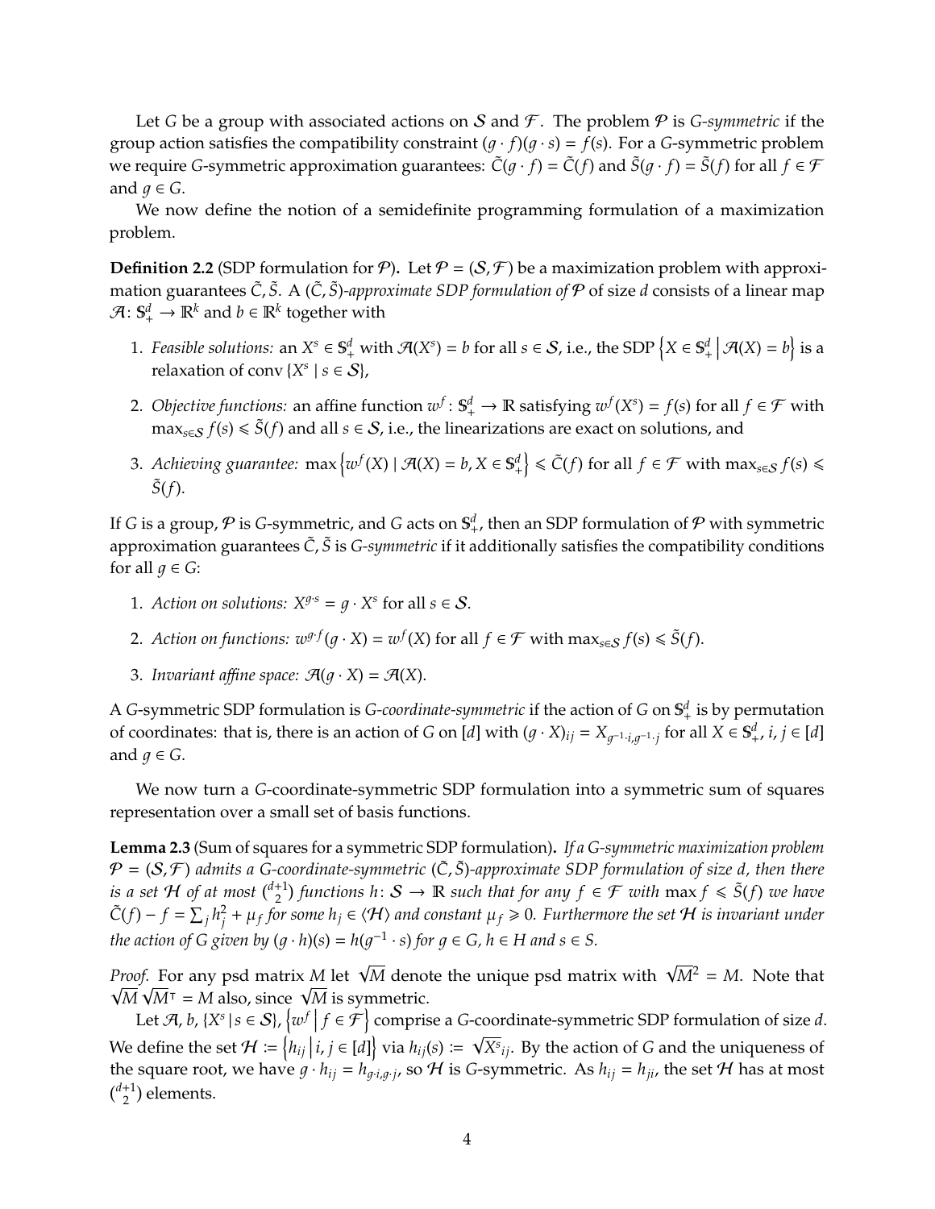Let $G$ be a group with associated actions on $\mathcal{S}$ and $\mathcal{F}$. The problem $\mathcal{P}$ is *G-symmetric* if the group action satisfies the compatibility constraint $(g \cdot f)(g \cdot s) = f(s)$. For a $G$-symmetric problem we require $G$-symmetric approximation guarantees: $\tilde{C}(g \cdot f) = \tilde{C}(f)$ and $\tilde{S}(g \cdot f) = \tilde{S}(f)$ for all $f \in \mathcal{F}$ and $g \in G$.

We now define the notion of a semidefinite programming formulation of a maximization problem.

**Definition 2.2** (SDP formulation for $\mathcal{P}$)**.** Let $\mathcal{P} = (\mathcal{S}, \mathcal{F})$ be a maximization problem with approximation guarantees $\tilde{C}, \tilde{S}$. A $(\tilde{C}, \tilde{S})$*-approximate SDP formulation of* $\mathcal{P}$ of size $d$ consists of a linear map $\mathcal{A} \colon \mathbb{S}^d_+ \to \mathbb{R}^k$ and $b \in \mathbb{R}^k$ together with

1. *Feasible solutions:* an $X^s \in \mathbb{S}^d_+$ with $\mathcal{A}(X^s) = b$ for all $s \in \mathcal{S}$, i.e., the SDP $\left\{X \in \mathbb{S}^d_+ \,\middle|\, \mathcal{A}(X) = b\right\}$ is a relaxation of $\operatorname{conv}\{X^s \mid s \in \mathcal{S}\}$,
2. *Objective functions:* an affine function $w^f \colon \mathbb{S}^d_+ \to \mathbb{R}$ satisfying $w^f(X^s) = f(s)$ for all $f \in \mathcal{F}$ with $\max_{s \in \mathcal{S}} f(s) \leqslant \tilde{S}(f)$ and all $s \in \mathcal{S}$, i.e., the linearizations are exact on solutions, and
3. *Achieving guarantee:* $\max\left\{w^f(X) \mid \mathcal{A}(X) = b, X \in \mathbb{S}^d_+\right\} \leqslant \tilde{C}(f)$ for all $f \in \mathcal{F}$ with $\max_{s \in \mathcal{S}} f(s) \leqslant \tilde{S}(f)$.

If $G$ is a group, $\mathcal{P}$ is $G$-symmetric, and $G$ acts on $\mathbb{S}^d_+$, then an SDP formulation of $\mathcal{P}$ with symmetric approximation guarantees $\tilde{C}, \tilde{S}$ is *G-symmetric* if it additionally satisfies the compatibility conditions for all $g \in G$:

1. *Action on solutions:* $X^{g \cdot s} = g \cdot X^s$ for all $s \in \mathcal{S}$.
2. *Action on functions:* $w^{g \cdot f}(g \cdot X) = w^f(X)$ for all $f \in \mathcal{F}$ with $\max_{s \in \mathcal{S}} f(s) \leqslant \tilde{S}(f)$.
3. *Invariant affine space:* $\mathcal{A}(g \cdot X) = \mathcal{A}(X)$.

A $G$-symmetric SDP formulation is *G-coordinate-symmetric* if the action of $G$ on $\mathbb{S}^d_+$ is by permutation of coordinates: that is, there is an action of $G$ on $[d]$ with $(g \cdot X)_{ij} = X_{g^{-1} \cdot i, g^{-1} \cdot j}$ for all $X \in \mathbb{S}^d_+$, $i, j \in [d]$ and $g \in G$.

We now turn a $G$-coordinate-symmetric SDP formulation into a symmetric sum of squares representation over a small set of basis functions.

**Lemma 2.3** (Sum of squares for a symmetric SDP formulation)**.** *If a G-symmetric maximization problem $\mathcal{P} = (\mathcal{S}, \mathcal{F})$ admits a G-coordinate-symmetric $(\tilde{C}, \tilde{S})$-approximate SDP formulation of size d, then there is a set $\mathcal{H}$ of at most $\binom{d+1}{2}$ functions $h \colon \mathcal{S} \to \mathbb{R}$ such that for any $f \in \mathcal{F}$ with $\max f \leqslant \tilde{S}(f)$ we have $\tilde{C}(f) - f = \sum_j h_j^2 + \mu_f$ for some $h_j \in \langle \mathcal{H} \rangle$ and constant $\mu_f \geqslant 0$. Furthermore the set $\mathcal{H}$ is invariant under the action of G given by $(g \cdot h)(s) = h(g^{-1} \cdot s)$ for $g \in G$, $h \in H$ and $s \in S$.*

*Proof.* For any psd matrix $M$ let $\sqrt{M}$ denote the unique psd matrix with $\sqrt{M}^2 = M$. Note that $\sqrt{M}\sqrt{M}^\intercal = M$ also, since $\sqrt{M}$ is symmetric.

Let $\mathcal{A}$, $b$, $\{X^s \mid s \in \mathcal{S}\}$, $\left\{w^f \,\middle|\, f \in \mathcal{F}\right\}$ comprise a $G$-coordinate-symmetric SDP formulation of size $d$. We define the set $\mathcal{H} := \left\{h_{ij} \,\middle|\, i, j \in [d]\right\}$ via $h_{ij}(s) := \sqrt{X^s}_{ij}$. By the action of $G$ and the uniqueness of the square root, we have $g \cdot h_{ij} = h_{g \cdot i, g \cdot j}$, so $\mathcal{H}$ is $G$-symmetric. As $h_{ij} = h_{ji}$, the set $\mathcal{H}$ has at most $\binom{d+1}{2}$ elements.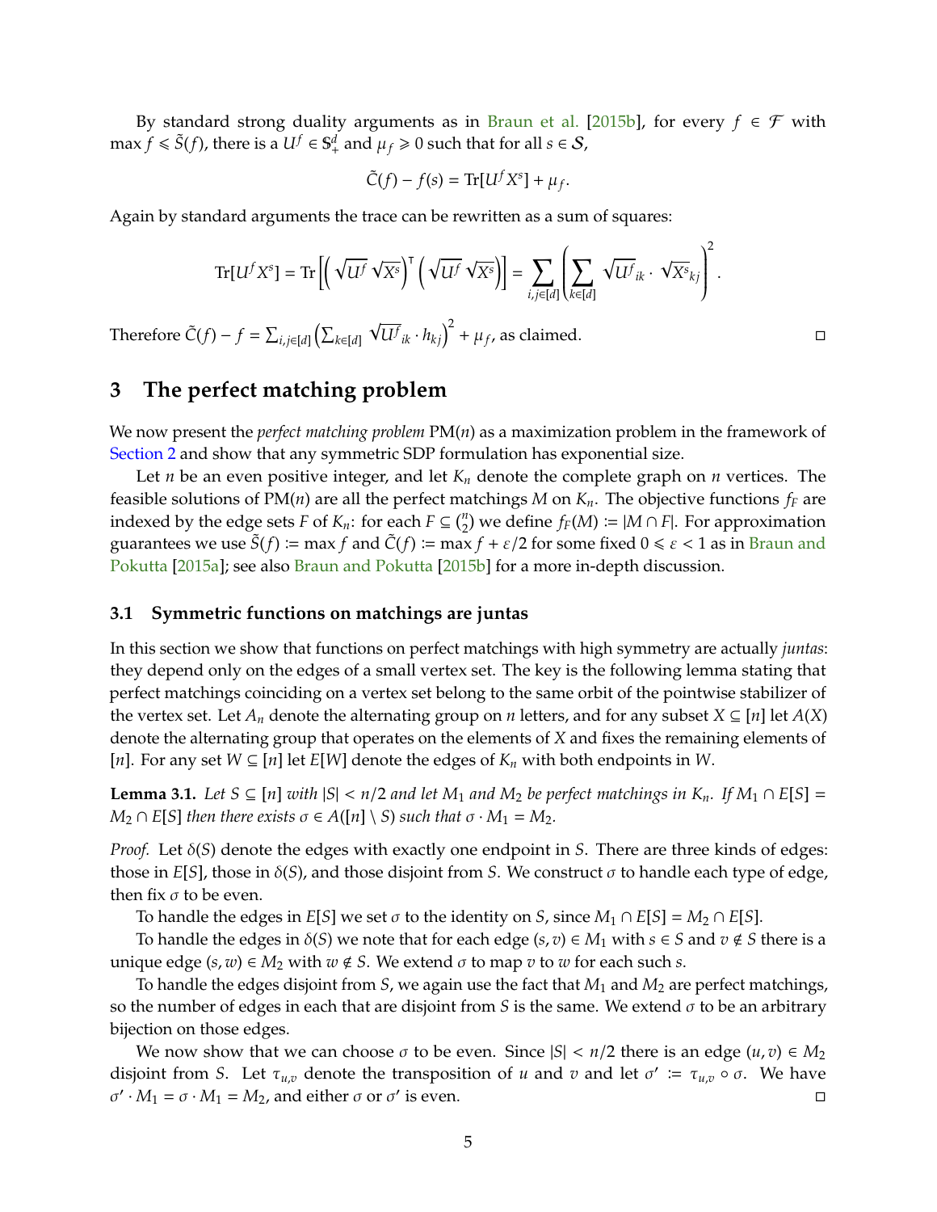By standard strong duality arguments as in Braun et al. [2015b], for every $f \in \mathcal{F}$ with $\max f \leqslant \tilde{S}(f)$, there is a $U^f \in \mathbb{S}^d_+$ and $\mu_f \geqslant 0$ such that for all $s \in \mathcal{S}$,

$$\tilde{C}(f) - f(s) = \operatorname{Tr}[U^f X^s] + \mu_f.$$

Again by standard arguments the trace can be rewritten as a sum of squares:

$$\operatorname{Tr}[U^f X^s] = \operatorname{Tr}\left[\left(\sqrt{U^f}\sqrt{X^s}\right)^{\intercal}\left(\sqrt{U^f}\sqrt{X^s}\right)\right] = \sum_{i,j\in[d]}\left(\sum_{k\in[d]}\sqrt{U^f}_{ik}\cdot\sqrt{X^s}_{kj}\right)^2.$$

Therefore $\tilde{C}(f) - f = \sum_{i,j\in[d]}\left(\sum_{k\in[d]}\sqrt{U^f}_{ik}\cdot h_{kj}\right)^2 + \mu_f$, as claimed. □

# 3 The perfect matching problem

We now present the *perfect matching problem* $\mathrm{PM}(n)$ as a maximization problem in the framework of Section 2 and show that any symmetric SDP formulation has exponential size.

Let $n$ be an even positive integer, and let $K_n$ denote the complete graph on $n$ vertices. The feasible solutions of $\mathrm{PM}(n)$ are all the perfect matchings $M$ on $K_n$. The objective functions $f_F$ are indexed by the edge sets $F$ of $K_n$: for each $F \subseteq \binom{n}{2}$ we define $f_F(M) := |M \cap F|$. For approximation guarantees we use $\tilde{S}(f) := \max f$ and $\tilde{C}(f) := \max f + \varepsilon/2$ for some fixed $0 \leqslant \varepsilon < 1$ as in Braun and Pokutta [2015a]; see also Braun and Pokutta [2015b] for a more in-depth discussion.

## 3.1 Symmetric functions on matchings are juntas

In this section we show that functions on perfect matchings with high symmetry are actually *juntas*: they depend only on the edges of a small vertex set. The key is the following lemma stating that perfect matchings coinciding on a vertex set belong to the same orbit of the pointwise stabilizer of the vertex set. Let $A_n$ denote the alternating group on $n$ letters, and for any subset $X \subseteq [n]$ let $A(X)$ denote the alternating group that operates on the elements of $X$ and fixes the remaining elements of $[n]$. For any set $W \subseteq [n]$ let $E[W]$ denote the edges of $K_n$ with both endpoints in $W$.

**Lemma 3.1.** *Let $S \subseteq [n]$ with $|S| < n/2$ and let $M_1$ and $M_2$ be perfect matchings in $K_n$. If $M_1 \cap E[S] = M_2 \cap E[S]$ then there exists $\sigma \in A([n] \setminus S)$ such that $\sigma \cdot M_1 = M_2$.*

*Proof.* Let $\delta(S)$ denote the edges with exactly one endpoint in $S$. There are three kinds of edges: those in $E[S]$, those in $\delta(S)$, and those disjoint from $S$. We construct $\sigma$ to handle each type of edge, then fix $\sigma$ to be even.

To handle the edges in $E[S]$ we set $\sigma$ to the identity on $S$, since $M_1 \cap E[S] = M_2 \cap E[S]$.

To handle the edges in $\delta(S)$ we note that for each edge $(s, v) \in M_1$ with $s \in S$ and $v \notin S$ there is a unique edge $(s, w) \in M_2$ with $w \notin S$. We extend $\sigma$ to map $v$ to $w$ for each such $s$.

To handle the edges disjoint from $S$, we again use the fact that $M_1$ and $M_2$ are perfect matchings, so the number of edges in each that are disjoint from $S$ is the same. We extend $\sigma$ to be an arbitrary bijection on those edges.

We now show that we can choose $\sigma$ to be even. Since $|S| < n/2$ there is an edge $(u, v) \in M_2$ disjoint from $S$. Let $\tau_{u,v}$ denote the transposition of $u$ and $v$ and let $\sigma' := \tau_{u,v} \circ \sigma$. We have $\sigma' \cdot M_1 = \sigma \cdot M_1 = M_2$, and either $\sigma$ or $\sigma'$ is even. □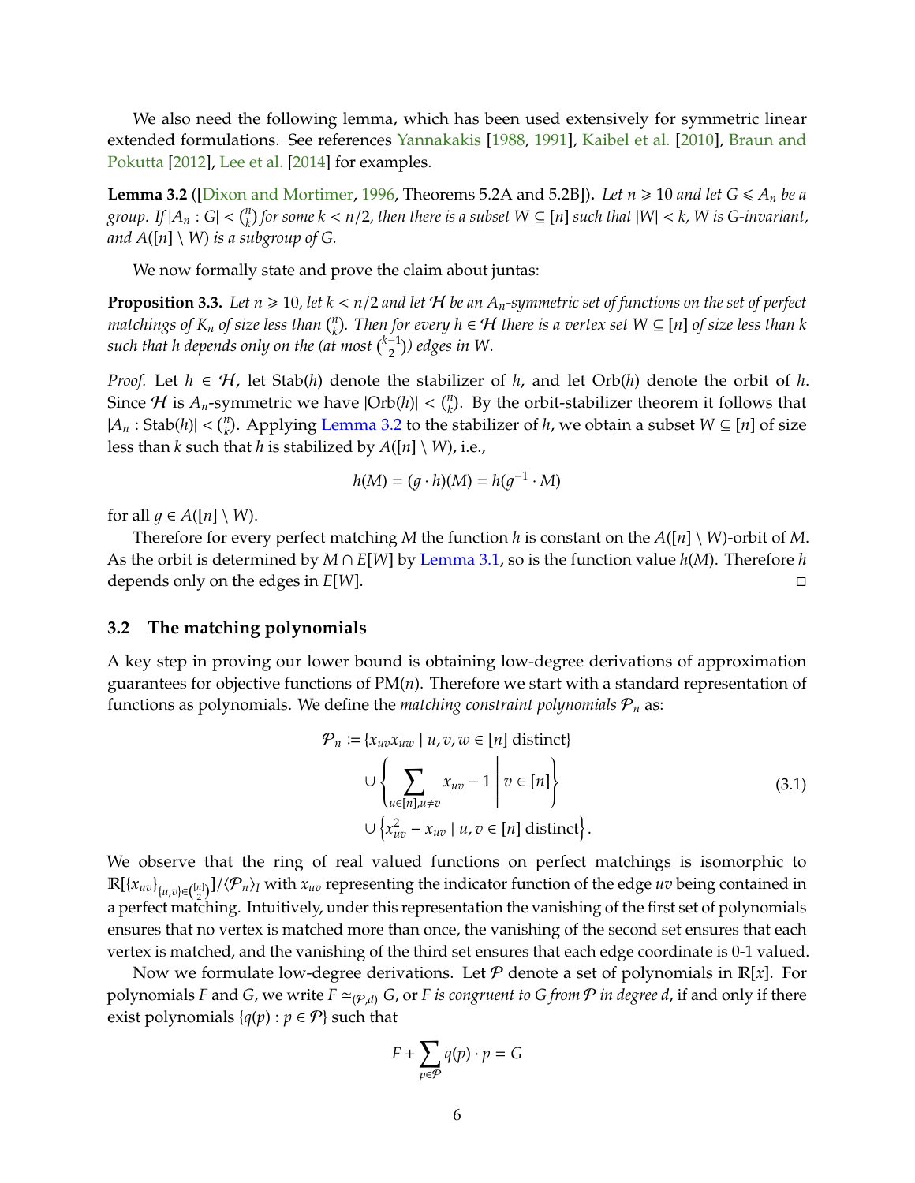We also need the following lemma, which has been used extensively for symmetric linear extended formulations. See references Yannakakis [1988, 1991], Kaibel et al. [2010], Braun and Pokutta [2012], Lee et al. [2014] for examples.

**Lemma 3.2** ([Dixon and Mortimer, 1996, Theorems 5.2A and 5.2B])**.** *Let $n \geqslant 10$ and let $G \leqslant A_n$ be a group. If $|A_n : G| < \binom{n}{k}$ for some $k < n/2$, then there is a subset $W \subseteq [n]$ such that $|W| < k$, $W$ is $G$-invariant, and $A([n] \setminus W)$ is a subgroup of $G$.*

We now formally state and prove the claim about juntas:

**Proposition 3.3.** *Let $n \geqslant 10$, let $k < n/2$ and let $\mathcal{H}$ be an $A_n$-symmetric set of functions on the set of perfect matchings of $K_n$ of size less than $\binom{n}{k}$. Then for every $h \in \mathcal{H}$ there is a vertex set $W \subseteq [n]$ of size less than $k$ such that $h$ depends only on the (at most $\binom{k-1}{2}$) edges in $W$.*

*Proof.* Let $h \in \mathcal{H}$, let $\operatorname{Stab}(h)$ denote the stabilizer of $h$, and let $\operatorname{Orb}(h)$ denote the orbit of $h$. Since $\mathcal{H}$ is $A_n$-symmetric we have $|\operatorname{Orb}(h)| < \binom{n}{k}$. By the orbit-stabilizer theorem it follows that $|A_n : \operatorname{Stab}(h)| < \binom{n}{k}$. Applying Lemma 3.2 to the stabilizer of $h$, we obtain a subset $W \subseteq [n]$ of size less than $k$ such that $h$ is stabilized by $A([n] \setminus W)$, i.e.,

$$h(M) = (g \cdot h)(M) = h(g^{-1} \cdot M)$$

for all $g \in A([n] \setminus W)$.

Therefore for every perfect matching $M$ the function $h$ is constant on the $A([n] \setminus W)$-orbit of $M$. As the orbit is determined by $M \cap E[W]$ by Lemma 3.1, so is the function value $h(M)$. Therefore $h$ depends only on the edges in $E[W]$. □

### 3.2 The matching polynomials

A key step in proving our lower bound is obtaining low-degree derivations of approximation guarantees for objective functions of $\mathrm{PM}(n)$. Therefore we start with a standard representation of functions as polynomials. We define the *matching constraint polynomials* $\mathcal{P}_n$ as:

$$\begin{aligned}
\mathcal{P}_n \coloneqq & \{x_{uv}x_{uw} \mid u, v, w \in [n] \text{ distinct}\} \\
& \cup \left\{ \sum_{u \in [n], u \neq v} x_{uv} - 1 \;\middle|\; v \in [n] \right\} \\
& \cup \left\{ x_{uv}^2 - x_{uv} \mid u, v \in [n] \text{ distinct} \right\}.
\end{aligned} \tag{3.1}$$

We observe that the ring of real valued functions on perfect matchings is isomorphic to $\mathbb{R}[\{x_{uv}\}_{\{u,v\} \in \binom{[n]}{2}}]/\langle \mathcal{P}_n \rangle_I$ with $x_{uv}$ representing the indicator function of the edge $uv$ being contained in a perfect matching. Intuitively, under this representation the vanishing of the first set of polynomials ensures that no vertex is matched more than once, the vanishing of the second set ensures that each vertex is matched, and the vanishing of the third set ensures that each edge coordinate is 0-1 valued.

Now we formulate low-degree derivations. Let $\mathcal{P}$ denote a set of polynomials in $\mathbb{R}[x]$. For polynomials $F$ and $G$, we write $F \simeq_{(\mathcal{P},d)} G$, or *$F$ is congruent to $G$ from $\mathcal{P}$ in degree $d$*, if and only if there exist polynomials $\{q(p) : p \in \mathcal{P}\}$ such that

$$F + \sum_{p \in \mathcal{P}} q(p) \cdot p = G$$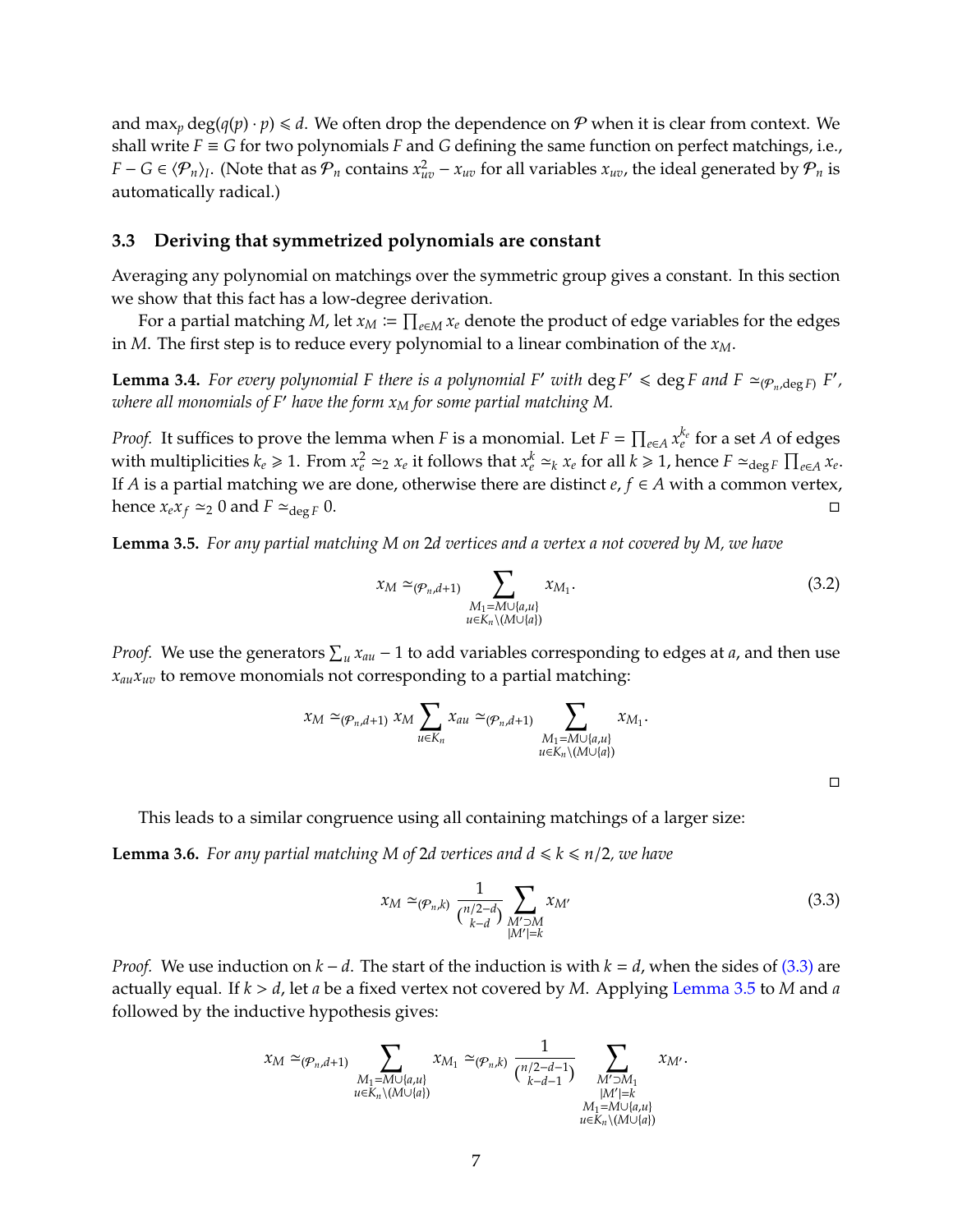and $\max_p \deg(q(p) \cdot p) \leqslant d$. We often drop the dependence on $\mathcal{P}$ when it is clear from context. We shall write $F \equiv G$ for two polynomials $F$ and $G$ defining the same function on perfect matchings, i.e., $F - G \in \langle \mathcal{P}_n \rangle_I$. (Note that as $\mathcal{P}_n$ contains $x_{uv}^2 - x_{uv}$ for all variables $x_{uv}$, the ideal generated by $\mathcal{P}_n$ is automatically radical.)

### 3.3 Deriving that symmetrized polynomials are constant

Averaging any polynomial on matchings over the symmetric group gives a constant. In this section we show that this fact has a low-degree derivation.

For a partial matching $M$, let $x_M := \prod_{e \in M} x_e$ denote the product of edge variables for the edges in $M$. The first step is to reduce every polynomial to a linear combination of the $x_M$.

**Lemma 3.4.** *For every polynomial $F$ there is a polynomial $F'$ with $\deg F' \leqslant \deg F$ and $F \simeq_{(\mathcal{P}_n, \deg F)} F'$, where all monomials of $F'$ have the form $x_M$ for some partial matching $M$.*

*Proof.* It suffices to prove the lemma when $F$ is a monomial. Let $F = \prod_{e \in A} x_e^{k_e}$ for a set $A$ of edges with multiplicities $k_e \geqslant 1$. From $x_e^2 \simeq_2 x_e$ it follows that $x_e^k \simeq_k x_e$ for all $k \geqslant 1$, hence $F \simeq_{\deg F} \prod_{e \in A} x_e$. If $A$ is a partial matching we are done, otherwise there are distinct $e, f \in A$ with a common vertex, hence $x_e x_f \simeq_2 0$ and $F \simeq_{\deg F} 0$. $\square$

**Lemma 3.5.** *For any partial matching $M$ on $2d$ vertices and a vertex $a$ not covered by $M$, we have*

$$x_M \simeq_{(\mathcal{P}_n, d+1)} \sum_{\substack{M_1 = M \cup \{a,u\} \\ u \in K_n \setminus (M \cup \{a\})}} x_{M_1}. \tag{3.2}$$

*Proof.* We use the generators $\sum_u x_{au} - 1$ to add variables corresponding to edges at $a$, and then use $x_{au} x_{uv}$ to remove monomials not corresponding to a partial matching:

$$x_M \simeq_{(\mathcal{P}_n, d+1)} x_M \sum_{u \in K_n} x_{au} \simeq_{(\mathcal{P}_n, d+1)} \sum_{\substack{M_1 = M \cup \{a,u\} \\ u \in K_n \setminus (M \cup \{a\})}} x_{M_1}.$$

$\square$

This leads to a similar congruence using all containing matchings of a larger size:

**Lemma 3.6.** *For any partial matching $M$ of $2d$ vertices and $d \leqslant k \leqslant n/2$, we have*

$$x_M \simeq_{(\mathcal{P}_n, k)} \frac{1}{\binom{n/2 - d}{k - d}} \sum_{\substack{M' \supset M \\ |M'| = k}} x_{M'} \tag{3.3}$$

*Proof.* We use induction on $k - d$. The start of the induction is with $k = d$, when the sides of (3.3) are actually equal. If $k > d$, let $a$ be a fixed vertex not covered by $M$. Applying Lemma 3.5 to $M$ and $a$ followed by the inductive hypothesis gives:

$$x_M \simeq_{(\mathcal{P}_n, d+1)} \sum_{\substack{M_1 = M \cup \{a,u\} \\ u \in K_n \setminus (M \cup \{a\})}} x_{M_1} \simeq_{(\mathcal{P}_n, k)} \frac{1}{\binom{n/2 - d - 1}{k - d - 1}} \sum_{\substack{M' \supset M_1 \\ |M'| = k \\ M_1 = M \cup \{a,u\} \\ u \in K_n \setminus (M \cup \{a\})}} x_{M'}.$$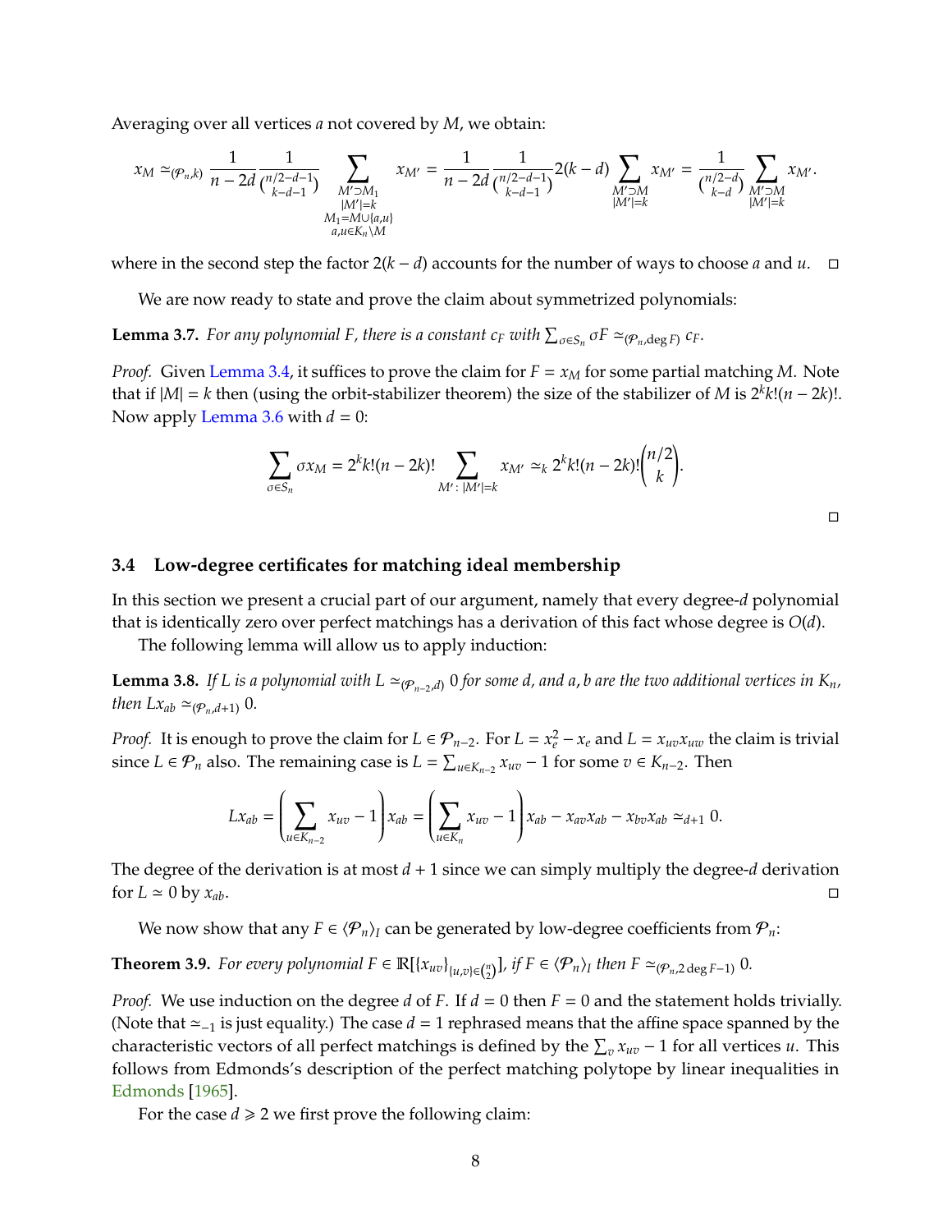Averaging over all vertices $a$ not covered by $M$, we obtain:

$$x_M \simeq_{(\mathcal{P}_n,k)} \frac{1}{n-2d} \frac{1}{\binom{n/2-d-1}{k-d-1}} \sum_{\substack{M' \supset M_1 \\ |M'|=k \\ M_1 = M \cup \{a,u\} \\ a,u \in K_n \setminus M}} x_{M'} = \frac{1}{n-2d} \frac{1}{\binom{n/2-d-1}{k-d-1}} 2(k-d) \sum_{\substack{M' \supset M \\ |M'|=k}} x_{M'} = \frac{1}{\binom{n/2-d}{k-d}} \sum_{\substack{M' \supset M \\ |M'|=k}} x_{M'}.$$

where in the second step the factor $2(k-d)$ accounts for the number of ways to choose $a$ and $u$. □

We are now ready to state and prove the claim about symmetrized polynomials:

**Lemma 3.7.** *For any polynomial $F$, there is a constant $c_F$ with $\sum_{\sigma \in S_n} \sigma F \simeq_{(\mathcal{P}_n, \deg F)} c_F$.*

*Proof.* Given Lemma 3.4, it suffices to prove the claim for $F = x_M$ for some partial matching $M$. Note that if $|M| = k$ then (using the orbit-stabilizer theorem) the size of the stabilizer of $M$ is $2^k k!(n-2k)!$. Now apply Lemma 3.6 with $d = 0$:

$$\sum_{\sigma \in S_n} \sigma x_M = 2^k k!(n-2k)! \sum_{M' \colon |M'|=k} x_{M'} \simeq_k 2^k k!(n-2k)! \binom{n/2}{k}.$$

□

### 3.4 Low-degree certificates for matching ideal membership

In this section we present a crucial part of our argument, namely that every degree-$d$ polynomial that is identically zero over perfect matchings has a derivation of this fact whose degree is $O(d)$.

The following lemma will allow us to apply induction:

**Lemma 3.8.** *If $L$ is a polynomial with $L \simeq_{(\mathcal{P}_{n-2},d)} 0$ for some $d$, and $a, b$ are the two additional vertices in $K_n$, then $L x_{ab} \simeq_{(\mathcal{P}_n,d+1)} 0$.*

*Proof.* It is enough to prove the claim for $L \in \mathcal{P}_{n-2}$. For $L = x_e^2 - x_e$ and $L = x_{uv} x_{uw}$ the claim is trivial since $L \in \mathcal{P}_n$ also. The remaining case is $L = \sum_{u \in K_{n-2}} x_{uv} - 1$ for some $v \in K_{n-2}$. Then

$$L x_{ab} = \left( \sum_{u \in K_{n-2}} x_{uv} - 1 \right) x_{ab} = \left( \sum_{u \in K_n} x_{uv} - 1 \right) x_{ab} - x_{av} x_{ab} - x_{bv} x_{ab} \simeq_{d+1} 0.$$

The degree of the derivation is at most $d+1$ since we can simply multiply the degree-$d$ derivation for $L \simeq 0$ by $x_{ab}$. □

We now show that any $F \in \langle \mathcal{P}_n \rangle_I$ can be generated by low-degree coefficients from $\mathcal{P}_n$:

**Theorem 3.9.** *For every polynomial $F \in \mathbb{R}[\{x_{uv}\}_{\{u,v\} \in \binom{n}{2}}]$, if $F \in \langle \mathcal{P}_n \rangle_I$ then $F \simeq_{(\mathcal{P}_n, 2\deg F - 1)} 0$.*

*Proof.* We use induction on the degree $d$ of $F$. If $d = 0$ then $F = 0$ and the statement holds trivially. (Note that $\simeq_{-1}$ is just equality.) The case $d = 1$ rephrased means that the affine space spanned by the characteristic vectors of all perfect matchings is defined by the $\sum_v x_{uv} - 1$ for all vertices $u$. This follows from Edmonds's description of the perfect matching polytope by linear inequalities in Edmonds [1965].

For the case $d \geqslant 2$ we first prove the following claim: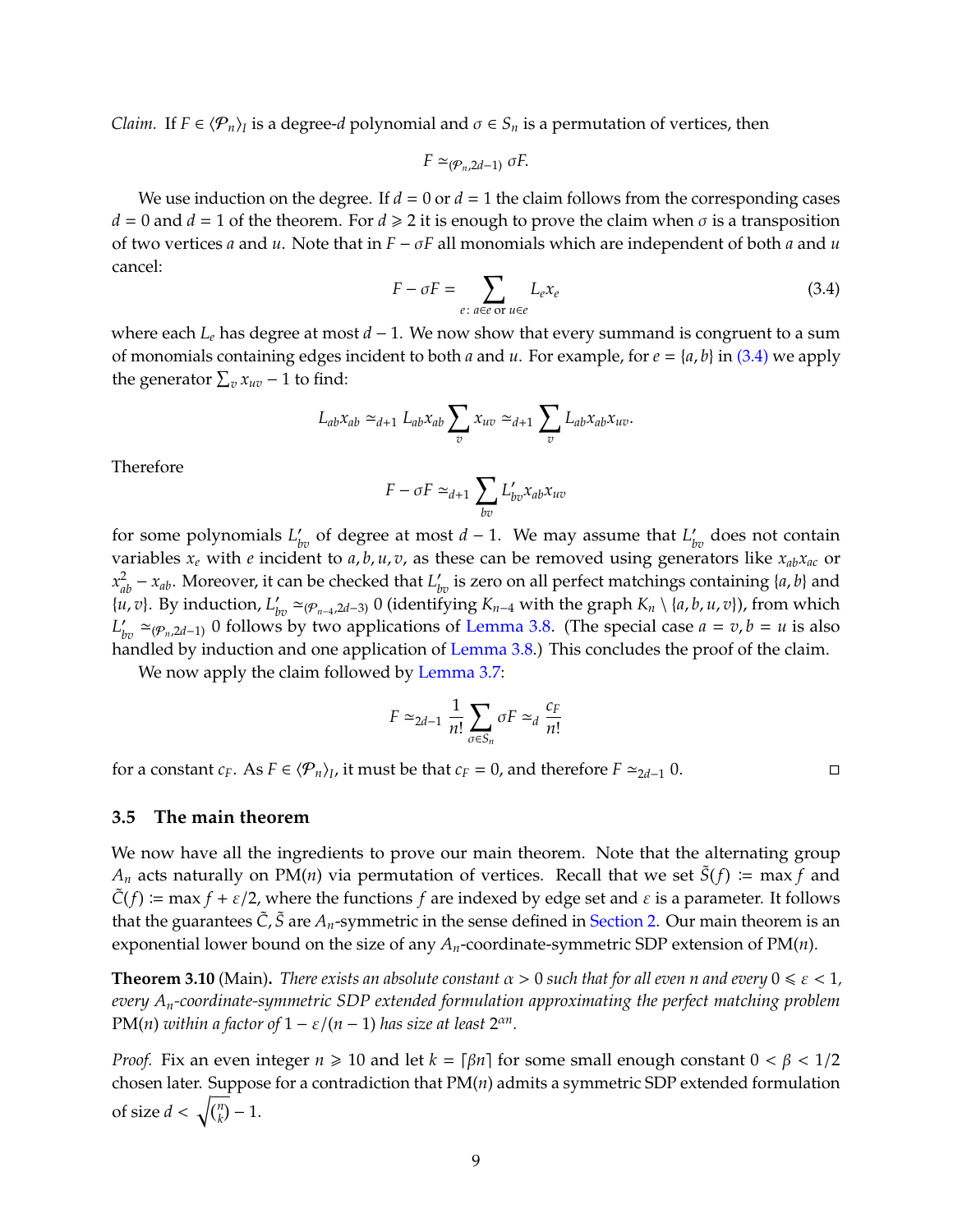*Claim.* If $F \in \langle \mathcal{P}_n \rangle_I$ is a degree-$d$ polynomial and $\sigma \in S_n$ is a permutation of vertices, then

$$F \simeq_{(\mathcal{P}_n, 2d-1)} \sigma F.$$

We use induction on the degree. If $d = 0$ or $d = 1$ the claim follows from the corresponding cases $d = 0$ and $d = 1$ of the theorem. For $d \geqslant 2$ it is enough to prove the claim when $\sigma$ is a transposition of two vertices $a$ and $u$. Note that in $F - \sigma F$ all monomials which are independent of both $a$ and $u$ cancel:

$$F - \sigma F = \sum_{e\colon a \in e \text{ or } u \in e} L_e x_e \tag{3.4}$$

where each $L_e$ has degree at most $d-1$. We now show that every summand is congruent to a sum of monomials containing edges incident to both $a$ and $u$. For example, for $e = \{a, b\}$ in (3.4) we apply the generator $\sum_v x_{uv} - 1$ to find:

$$L_{ab} x_{ab} \simeq_{d+1} L_{ab} x_{ab} \sum_v x_{uv} \simeq_{d+1} \sum_v L_{ab} x_{ab} x_{uv}.$$

Therefore

$$F - \sigma F \simeq_{d+1} \sum_{bv} L'_{bv} x_{ab} x_{uv}$$

for some polynomials $L'_{bv}$ of degree at most $d-1$. We may assume that $L'_{bv}$ does not contain variables $x_e$ with $e$ incident to $a, b, u, v$, as these can be removed using generators like $x_{ab} x_{ac}$ or $x_{ab}^2 - x_{ab}$. Moreover, it can be checked that $L'_{bv}$ is zero on all perfect matchings containing $\{a, b\}$ and $\{u, v\}$. By induction, $L'_{bv} \simeq_{(\mathcal{P}_{n-4}, 2d-3)} 0$ (identifying $K_{n-4}$ with the graph $K_n \setminus \{a, b, u, v\}$), from which $L'_{bv} \simeq_{(\mathcal{P}_n, 2d-1)} 0$ follows by two applications of Lemma 3.8. (The special case $a = v, b = u$ is also handled by induction and one application of Lemma 3.8.) This concludes the proof of the claim.

We now apply the claim followed by Lemma 3.7:

$$F \simeq_{2d-1} \frac{1}{n!} \sum_{\sigma \in S_n} \sigma F \simeq_d \frac{c_F}{n!}$$

for a constant $c_F$. As $F \in \langle \mathcal{P}_n \rangle_I$, it must be that $c_F = 0$, and therefore $F \simeq_{2d-1} 0$. □

### 3.5 The main theorem

We now have all the ingredients to prove our main theorem. Note that the alternating group $A_n$ acts naturally on $\mathrm{PM}(n)$ via permutation of vertices. Recall that we set $\tilde{S}(f) := \max f$ and $\tilde{C}(f) := \max f + \varepsilon/2$, where the functions $f$ are indexed by edge set and $\varepsilon$ is a parameter. It follows that the guarantees $\tilde{C}, \tilde{S}$ are $A_n$-symmetric in the sense defined in Section 2. Our main theorem is an exponential lower bound on the size of any $A_n$-coordinate-symmetric SDP extension of $\mathrm{PM}(n)$.

**Theorem 3.10** (Main)**.** *There exists an absolute constant $\alpha > 0$ such that for all even $n$ and every $0 \leqslant \varepsilon < 1$, every $A_n$-coordinate-symmetric SDP extended formulation approximating the perfect matching problem $\mathrm{PM}(n)$ within a factor of $1 - \varepsilon/(n-1)$ has size at least $2^{\alpha n}$.*

*Proof.* Fix an even integer $n \geqslant 10$ and let $k = \lceil \beta n \rceil$ for some small enough constant $0 < \beta < 1/2$ chosen later. Suppose for a contradiction that $\mathrm{PM}(n)$ admits a symmetric SDP extended formulation of size $d < \sqrt{\binom{n}{k}} - 1$.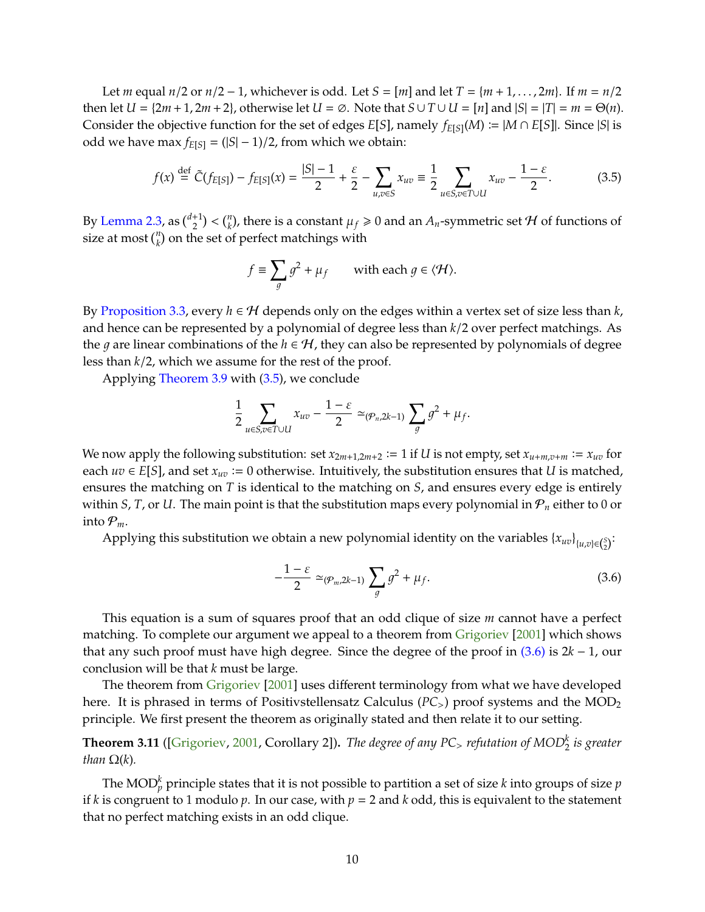Let $m$ equal $n/2$ or $n/2 - 1$, whichever is odd. Let $S = [m]$ and let $T = \{m+1, \ldots, 2m\}$. If $m = n/2$ then let $U = \{2m+1, 2m+2\}$, otherwise let $U = \emptyset$. Note that $S \cup T \cup U = [n]$ and $|S| = |T| = m = \Theta(n)$. Consider the objective function for the set of edges $E[S]$, namely $f_{E[S]}(M) := |M \cap E[S]|$. Since $|S|$ is odd we have $\max f_{E[S]} = (|S| - 1)/2$, from which we obtain:

$$f(x) \stackrel{\text{def}}{=} \tilde{C}(f_{E[S]}) - f_{E[S]}(x) = \frac{|S| - 1}{2} + \frac{\varepsilon}{2} - \sum_{u,v \in S} x_{uv} \equiv \frac{1}{2} \sum_{u \in S, v \in T \cup U} x_{uv} - \frac{1 - \varepsilon}{2}. \tag{3.5}$$

By Lemma 2.3, as $\binom{d+1}{2} < \binom{n}{k}$, there is a constant $\mu_f \geqslant 0$ and an $A_n$-symmetric set $\mathcal{H}$ of functions of size at most $\binom{n}{k}$ on the set of perfect matchings with

$$f \equiv \sum_g g^2 + \mu_f \qquad \text{with each } g \in \langle \mathcal{H} \rangle.$$

By Proposition 3.3, every $h \in \mathcal{H}$ depends only on the edges within a vertex set of size less than $k$, and hence can be represented by a polynomial of degree less than $k/2$ over perfect matchings. As the $g$ are linear combinations of the $h \in \mathcal{H}$, they can also be represented by polynomials of degree less than $k/2$, which we assume for the rest of the proof.

Applying Theorem 3.9 with (3.5), we conclude

$$\frac{1}{2} \sum_{u \in S, v \in T \cup U} x_{uv} - \frac{1 - \varepsilon}{2} \simeq_{(\mathcal{P}_n, 2k-1)} \sum_g g^2 + \mu_f.$$

We now apply the following substitution: set $x_{2m+1, 2m+2} := 1$ if $U$ is not empty, set $x_{u+m, v+m} := x_{uv}$ for each $uv \in E[S]$, and set $x_{uv} := 0$ otherwise. Intuitively, the substitution ensures that $U$ is matched, ensures the matching on $T$ is identical to the matching on $S$, and ensures every edge is entirely within $S$, $T$, or $U$. The main point is that the substitution maps every polynomial in $\mathcal{P}_n$ either to 0 or into $\mathcal{P}_m$.

Applying this substitution we obtain a new polynomial identity on the variables $\{x_{uv}\}_{\{u,v\} \in \binom{S}{2}}$:

$$-\frac{1 - \varepsilon}{2} \simeq_{(\mathcal{P}_m, 2k-1)} \sum_g g^2 + \mu_f. \tag{3.6}$$

This equation is a sum of squares proof that an odd clique of size $m$ cannot have a perfect matching. To complete our argument we appeal to a theorem from Grigoriev [2001] which shows that any such proof must have high degree. Since the degree of the proof in (3.6) is $2k - 1$, our conclusion will be that $k$ must be large.

The theorem from Grigoriev [2001] uses different terminology from what we have developed here. It is phrased in terms of Positivstellensatz Calculus ($PC_>$) proof systems and the $\text{MOD}_2$ principle. We first present the theorem as originally stated and then relate it to our setting.

**Theorem 3.11** ([Grigoriev, 2001, Corollary 2]). *The degree of any $PC_>$ refutation of $\text{MOD}_2^k$ is greater than $\Omega(k)$.*

The $\text{MOD}_p^k$ principle states that it is not possible to partition a set of size $k$ into groups of size $p$ if $k$ is congruent to 1 modulo $p$. In our case, with $p = 2$ and $k$ odd, this is equivalent to the statement that no perfect matching exists in an odd clique.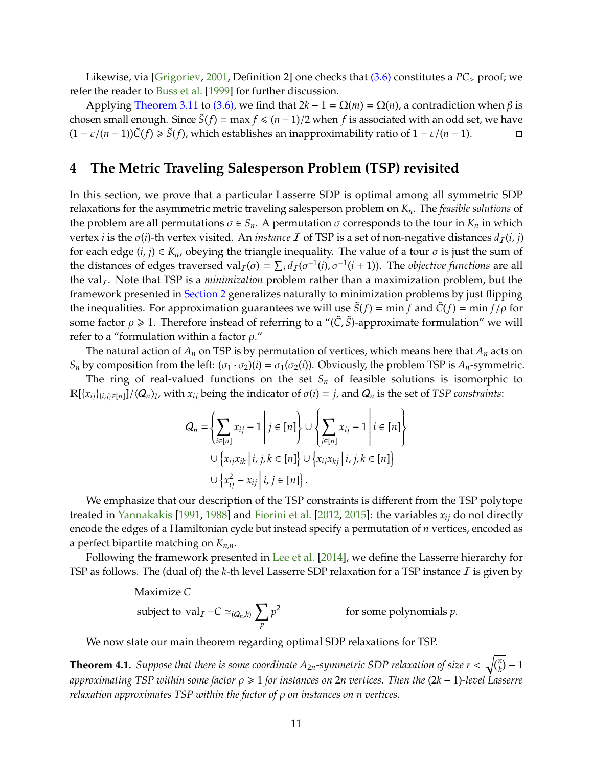Likewise, via [Grigoriev, 2001, Definition 2] one checks that (3.6) constitutes a $PC_>$ proof; we refer the reader to Buss et al. [1999] for further discussion.

Applying Theorem 3.11 to (3.6), we find that $2k - 1 = \Omega(m) = \Omega(n)$, a contradiction when $\beta$ is chosen small enough. Since $\tilde{S}(f) = \max f \leqslant (n-1)/2$ when $f$ is associated with an odd set, we have $(1 - \varepsilon/(n-1))\tilde{C}(f) \geqslant \tilde{S}(f)$, which establishes an inapproximability ratio of $1 - \varepsilon/(n-1)$. ◻

## 4 The Metric Traveling Salesperson Problem (TSP) revisited

In this section, we prove that a particular Lasserre SDP is optimal among all symmetric SDP relaxations for the asymmetric metric traveling salesperson problem on $K_n$. The *feasible solutions* of the problem are all permutations $\sigma \in S_n$. A permutation $\sigma$ corresponds to the tour in $K_n$ in which vertex $i$ is the $\sigma(i)$-th vertex visited. An *instance* $\mathcal{I}$ of TSP is a set of non-negative distances $d_{\mathcal{I}}(i, j)$ for each edge $(i, j) \in K_n$, obeying the triangle inequality. The value of a tour $\sigma$ is just the sum of the distances of edges traversed $\mathrm{val}_{\mathcal{I}}(\sigma) = \sum_i d_{\mathcal{I}}(\sigma^{-1}(i), \sigma^{-1}(i+1))$. The *objective functions* are all the $\mathrm{val}_{\mathcal{I}}$. Note that TSP is a *minimization* problem rather than a maximization problem, but the framework presented in Section 2 generalizes naturally to minimization problems by just flipping the inequalities. For approximation guarantees we will use $\tilde{S}(f) = \min f$ and $\tilde{C}(f) = \min f/\rho$ for some factor $\rho \geqslant 1$. Therefore instead of referring to a "$(\tilde{C}, \tilde{S})$-approximate formulation" we will refer to a "formulation within a factor $\rho$."

The natural action of $A_n$ on TSP is by permutation of vertices, which means here that $A_n$ acts on $S_n$ by composition from the left: $(\sigma_1 \cdot \sigma_2)(i) = \sigma_1(\sigma_2(i))$. Obviously, the problem TSP is $A_n$-symmetric.

The ring of real-valued functions on the set $S_n$ of feasible solutions is isomorphic to $\mathbb{R}[\{x_{ij}\}_{\{i,j\} \in [n]}]/\langle \mathcal{Q}_n \rangle_I$, with $x_{ij}$ being the indicator of $\sigma(i) = j$, and $\mathcal{Q}_n$ is the set of *TSP constraints*:

$$
\begin{aligned}
\mathcal{Q}_n = &\left\{ \sum_{i \in [n]} x_{ij} - 1 \,\middle|\, j \in [n] \right\} \cup \left\{ \sum_{j \in [n]} x_{ij} - 1 \,\middle|\, i \in [n] \right\} \\
&\cup \left\{ x_{ij} x_{ik} \,\middle|\, i, j, k \in [n] \right\} \cup \left\{ x_{ij} x_{kj} \,\middle|\, i, j, k \in [n] \right\} \\
&\cup \left\{ x_{ij}^2 - x_{ij} \,\middle|\, i, j \in [n] \right\}.
\end{aligned}
$$

We emphasize that our description of the TSP constraints is different from the TSP polytope treated in Yannakakis [1991, 1988] and Fiorini et al. [2012, 2015]: the variables $x_{ij}$ do not directly encode the edges of a Hamiltonian cycle but instead specify a permutation of $n$ vertices, encoded as a perfect bipartite matching on $K_{n,n}$.

Following the framework presented in Lee et al. [2014], we define the Lasserre hierarchy for TSP as follows. The (dual of) the $k$-th level Lasserre SDP relaxation for a TSP instance $\mathcal{I}$ is given by

$$
\begin{aligned}
&\text{Maximize } C \\
&\text{subject to } \mathrm{val}_{\mathcal{I}} - C \simeq_{(\mathcal{Q}_n, k)} \sum_p p^2 \qquad \text{for some polynomials } p.
\end{aligned}
$$

We now state our main theorem regarding optimal SDP relaxations for TSP.

**Theorem 4.1.** *Suppose that there is some coordinate $A_{2n}$-symmetric SDP relaxation of size $r < \sqrt{\binom{n}{k}} - 1$ approximating TSP within some factor $\rho \geqslant 1$ for instances on $2n$ vertices. Then the $(2k-1)$-level Lasserre relaxation approximates TSP within the factor of $\rho$ on instances on $n$ vertices.*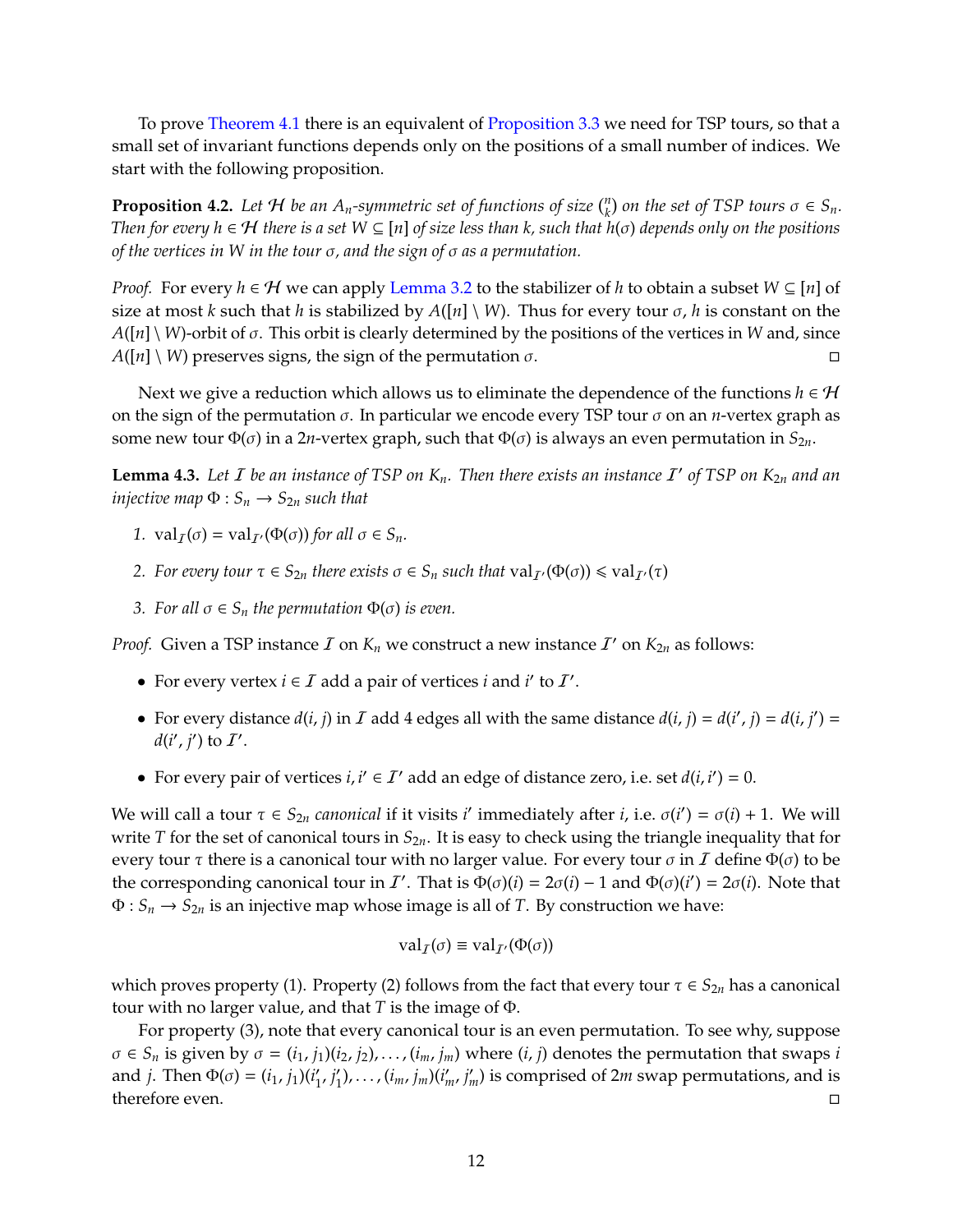To prove Theorem 4.1 there is an equivalent of Proposition 3.3 we need for TSP tours, so that a small set of invariant functions depends only on the positions of a small number of indices. We start with the following proposition.

**Proposition 4.2.** *Let $\mathcal{H}$ be an $A_n$-symmetric set of functions of size $\binom{n}{k}$ on the set of TSP tours $\sigma \in S_n$. Then for every $h \in \mathcal{H}$ there is a set $W \subseteq [n]$ of size less than $k$, such that $h(\sigma)$ depends only on the positions of the vertices in $W$ in the tour $\sigma$, and the sign of $\sigma$ as a permutation.*

*Proof.* For every $h \in \mathcal{H}$ we can apply Lemma 3.2 to the stabilizer of $h$ to obtain a subset $W \subseteq [n]$ of size at most $k$ such that $h$ is stabilized by $A([n] \setminus W)$. Thus for every tour $\sigma$, $h$ is constant on the $A([n] \setminus W)$-orbit of $\sigma$. This orbit is clearly determined by the positions of the vertices in $W$ and, since $A([n] \setminus W)$ preserves signs, the sign of the permutation $\sigma$. ◻

Next we give a reduction which allows us to eliminate the dependence of the functions $h \in \mathcal{H}$ on the sign of the permutation $\sigma$. In particular we encode every TSP tour $\sigma$ on an $n$-vertex graph as some new tour $\Phi(\sigma)$ in a $2n$-vertex graph, such that $\Phi(\sigma)$ is always an even permutation in $S_{2n}$.

**Lemma 4.3.** *Let $\mathcal{I}$ be an instance of TSP on $K_n$. Then there exists an instance $\mathcal{I}'$ of TSP on $K_{2n}$ and an injective map $\Phi : S_n \to S_{2n}$ such that*

1. $\text{val}_{\mathcal{I}}(\sigma) = \text{val}_{\mathcal{I}'}(\Phi(\sigma))$ *for all $\sigma \in S_n$.*
2. *For every tour $\tau \in S_{2n}$ there exists $\sigma \in S_n$ such that $\text{val}_{\mathcal{I}'}(\Phi(\sigma)) \leqslant \text{val}_{\mathcal{I}'}(\tau)$*
3. *For all $\sigma \in S_n$ the permutation $\Phi(\sigma)$ is even.*

*Proof.* Given a TSP instance $\mathcal{I}$ on $K_n$ we construct a new instance $\mathcal{I}'$ on $K_{2n}$ as follows:

- For every vertex $i \in \mathcal{I}$ add a pair of vertices $i$ and $i'$ to $\mathcal{I}'$.
- For every distance $d(i, j)$ in $\mathcal{I}$ add 4 edges all with the same distance $d(i, j) = d(i', j) = d(i, j') = d(i', j')$ to $\mathcal{I}'$.
- For every pair of vertices $i, i' \in \mathcal{I}'$ add an edge of distance zero, i.e. set $d(i, i') = 0$.

We will call a tour $\tau \in S_{2n}$ *canonical* if it visits $i'$ immediately after $i$, i.e. $\sigma(i') = \sigma(i) + 1$. We will write $T$ for the set of canonical tours in $S_{2n}$. It is easy to check using the triangle inequality that for every tour $\tau$ there is a canonical tour with no larger value. For every tour $\sigma$ in $\mathcal{I}$ define $\Phi(\sigma)$ to be the corresponding canonical tour in $\mathcal{I}'$. That is $\Phi(\sigma)(i) = 2\sigma(i) - 1$ and $\Phi(\sigma)(i') = 2\sigma(i)$. Note that $\Phi : S_n \to S_{2n}$ is an injective map whose image is all of $T$. By construction we have:

$$\text{val}_{\mathcal{I}}(\sigma) \equiv \text{val}_{\mathcal{I}'}(\Phi(\sigma))$$

which proves property (1). Property (2) follows from the fact that every tour $\tau \in S_{2n}$ has a canonical tour with no larger value, and that $T$ is the image of $\Phi$.

For property (3), note that every canonical tour is an even permutation. To see why, suppose $\sigma \in S_n$ is given by $\sigma = (i_1, j_1)(i_2, j_2), \ldots, (i_m, j_m)$ where $(i, j)$ denotes the permutation that swaps $i$ and $j$. Then $\Phi(\sigma) = (i_1, j_1)(i'_1, j'_1), \ldots, (i_m, j_m)(i'_m, j'_m)$ is comprised of $2m$ swap permutations, and is therefore even. ◻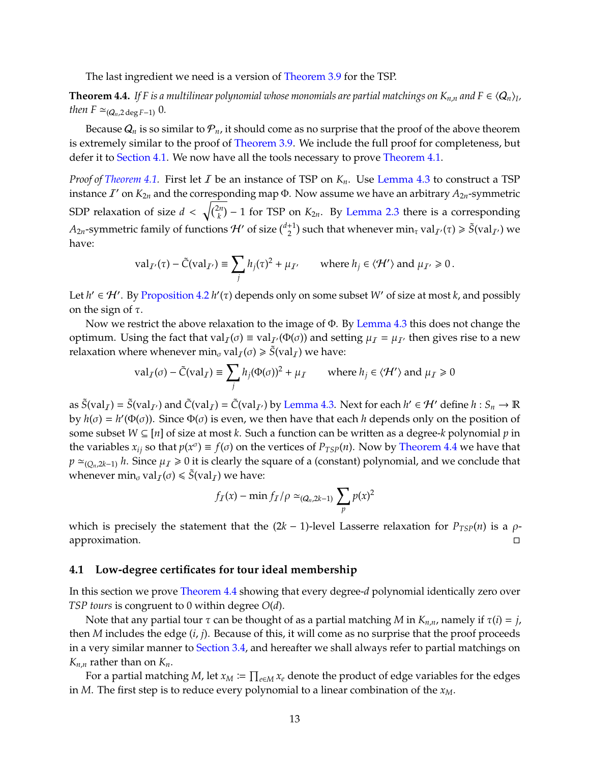The last ingredient we need is a version of Theorem 3.9 for the TSP.

**Theorem 4.4.** *If $F$ is a multilinear polynomial whose monomials are partial matchings on $K_{n,n}$ and $F \in \langle \mathcal{Q}_n \rangle_I$, then $F \simeq_{(\mathcal{Q}_n, 2\deg F - 1)} 0$.*

Because $\mathcal{Q}_n$ is so similar to $\mathcal{P}_n$, it should come as no surprise that the proof of the above theorem is extremely similar to the proof of Theorem 3.9. We include the full proof for completeness, but defer it to Section 4.1. We now have all the tools necessary to prove Theorem 4.1.

*Proof of Theorem 4.1.* First let $\mathcal{I}$ be an instance of TSP on $K_n$. Use Lemma 4.3 to construct a TSP instance $\mathcal{I}'$ on $K_{2n}$ and the corresponding map $\Phi$. Now assume we have an arbitrary $A_{2n}$-symmetric SDP relaxation of size $d < \sqrt{\binom{2n}{k}} - 1$ for TSP on $K_{2n}$. By Lemma 2.3 there is a corresponding $A_{2n}$-symmetric family of functions $\mathcal{H}'$ of size $\binom{d+1}{2}$ such that whenever $\min_\tau \operatorname{val}_{\mathcal{I}'}(\tau) \geqslant \tilde{S}(\operatorname{val}_{\mathcal{I}'})$ we have:

$$\operatorname{val}_{\mathcal{I}'}(\tau) - \tilde{C}(\operatorname{val}_{\mathcal{I}'}) \equiv \sum_j h_j(\tau)^2 + \mu_{\mathcal{I}'} \qquad \text{where } h_j \in \langle \mathcal{H}' \rangle \text{ and } \mu_{\mathcal{I}'} \geqslant 0\,.$$

Let $h' \in \mathcal{H}'$. By Proposition 4.2 $h'(\tau)$ depends only on some subset $W'$ of size at most $k$, and possibly on the sign of $\tau$.

Now we restrict the above relaxation to the image of $\Phi$. By Lemma 4.3 this does not change the optimum. Using the fact that $\operatorname{val}_{\mathcal{I}}(\sigma) \equiv \operatorname{val}_{\mathcal{I}'}(\Phi(\sigma))$ and setting $\mu_{\mathcal{I}} = \mu_{\mathcal{I}'}$ then gives rise to a new relaxation where whenever $\min_\sigma \operatorname{val}_{\mathcal{I}}(\sigma) \geqslant \tilde{S}(\operatorname{val}_{\mathcal{I}})$ we have:

$$\operatorname{val}_{\mathcal{I}}(\sigma) - \tilde{C}(\operatorname{val}_{\mathcal{I}}) \equiv \sum_j h_j(\Phi(\sigma))^2 + \mu_{\mathcal{I}} \qquad \text{where } h_j \in \langle \mathcal{H}' \rangle \text{ and } \mu_{\mathcal{I}} \geqslant 0$$

as $\tilde{S}(\operatorname{val}_{\mathcal{I}}) = \tilde{S}(\operatorname{val}_{\mathcal{I}'})$ and $\tilde{C}(\operatorname{val}_{\mathcal{I}}) = \tilde{C}(\operatorname{val}_{\mathcal{I}'})$ by Lemma 4.3. Next for each $h' \in \mathcal{H}'$ define $h : S_n \to \mathbb{R}$ by $h(\sigma) = h'(\Phi(\sigma))$. Since $\Phi(\sigma)$ is even, we then have that each $h$ depends only on the position of some subset $W \subseteq [n]$ of size at most $k$. Such a function can be written as a degree-$k$ polynomial $p$ in the variables $x_{ij}$ so that $p(x^\sigma) \equiv f(\sigma)$ on the vertices of $P_{TSP}(n)$. Now by Theorem 4.4 we have that $p \simeq_{(\mathcal{Q}_n, 2k-1)} h$. Since $\mu_{\mathcal{I}} \geqslant 0$ it is clearly the square of a (constant) polynomial, and we conclude that whenever $\min_\sigma \operatorname{val}_{\mathcal{I}}(\sigma) \leqslant \tilde{S}(\operatorname{val}_{\mathcal{I}})$ we have:

$$f_{\mathcal{I}}(x) - \min f_{\mathcal{I}}/\rho \simeq_{(\mathcal{Q}_n, 2k-1)} \sum_p p(x)^2$$

which is precisely the statement that the $(2k-1)$-level Lasserre relaxation for $P_{TSP}(n)$ is a $\rho$-approximation. $\square$

## 4.1 Low-degree certificates for tour ideal membership

In this section we prove Theorem 4.4 showing that every degree-$d$ polynomial identically zero over *TSP tours* is congruent to 0 within degree $O(d)$.

Note that any partial tour $\tau$ can be thought of as a partial matching $M$ in $K_{n,n}$, namely if $\tau(i) = j$, then $M$ includes the edge $(i, j)$. Because of this, it will come as no surprise that the proof proceeds in a very similar manner to Section 3.4, and hereafter we shall always refer to partial matchings on $K_{n,n}$ rather than on $K_n$.

For a partial matching $M$, let $x_M := \prod_{e \in M} x_e$ denote the product of edge variables for the edges in $M$. The first step is to reduce every polynomial to a linear combination of the $x_M$.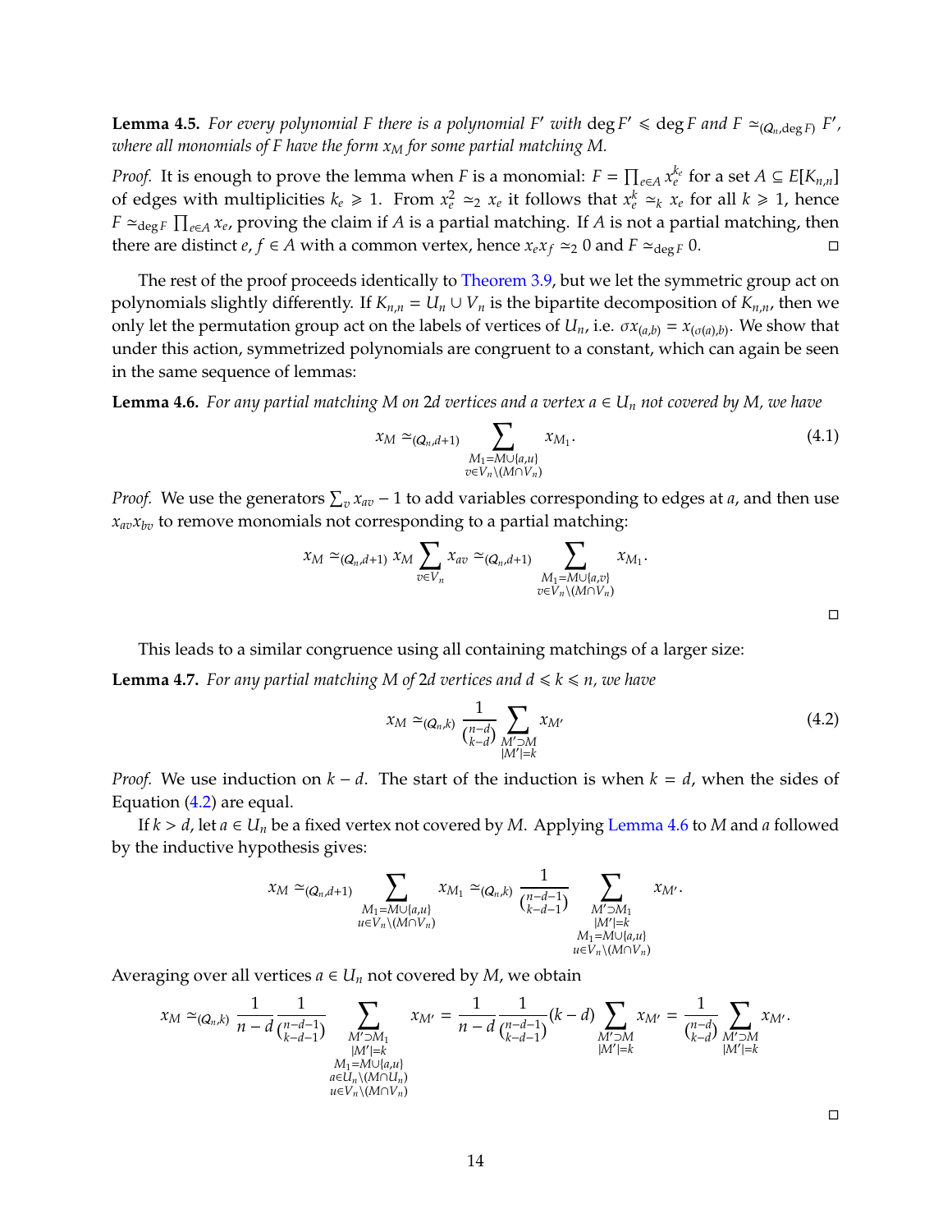**Lemma 4.5.** *For every polynomial $F$ there is a polynomial $F'$ with $\deg F' \leqslant \deg F$ and $F \simeq_{(Q_n, \deg F)} F'$, where all monomials of $F$ have the form $x_M$ for some partial matching $M$.*

*Proof.* It is enough to prove the lemma when $F$ is a monomial: $F = \prod_{e \in A} x_e^{k_e}$ for a set $A \subseteq E[K_{n,n}]$ of edges with multiplicities $k_e \geqslant 1$. From $x_e^2 \simeq_2 x_e$ it follows that $x_e^k \simeq_k x_e$ for all $k \geqslant 1$, hence $F \simeq_{\deg F} \prod_{e \in A} x_e$, proving the claim if $A$ is a partial matching. If $A$ is not a partial matching, then there are distinct $e, f \in A$ with a common vertex, hence $x_e x_f \simeq_2 0$ and $F \simeq_{\deg F} 0$. ∎

The rest of the proof proceeds identically to Theorem 3.9, but we let the symmetric group act on polynomials slightly differently. If $K_{n,n} = U_n \cup V_n$ is the bipartite decomposition of $K_{n,n}$, then we only let the permutation group act on the labels of vertices of $U_n$, i.e. $\sigma x_{(a,b)} = x_{(\sigma(a),b)}$. We show that under this action, symmetrized polynomials are congruent to a constant, which can again be seen in the same sequence of lemmas:

**Lemma 4.6.** *For any partial matching $M$ on $2d$ vertices and a vertex $a \in U_n$ not covered by $M$, we have*

$$x_M \simeq_{(Q_n, d+1)} \sum_{\substack{M_1 = M \cup \{a,u\} \\ v \in V_n \setminus (M \cap V_n)}} x_{M_1}. \tag{4.1}$$

*Proof.* We use the generators $\sum_v x_{av} - 1$ to add variables corresponding to edges at $a$, and then use $x_{av} x_{bv}$ to remove monomials not corresponding to a partial matching:

$$x_M \simeq_{(Q_n, d+1)} x_M \sum_{v \in V_n} x_{av} \simeq_{(Q_n, d+1)} \sum_{\substack{M_1 = M \cup \{a,v\} \\ v \in V_n \setminus (M \cap V_n)}} x_{M_1}.$$

∎

This leads to a similar congruence using all containing matchings of a larger size:

**Lemma 4.7.** *For any partial matching $M$ of $2d$ vertices and $d \leqslant k \leqslant n$, we have*

$$x_M \simeq_{(Q_n, k)} \frac{1}{\binom{n-d}{k-d}} \sum_{\substack{M' \supset M \\ |M'| = k}} x_{M'} \tag{4.2}$$

*Proof.* We use induction on $k - d$. The start of the induction is when $k = d$, when the sides of Equation (4.2) are equal.

If $k > d$, let $a \in U_n$ be a fixed vertex not covered by $M$. Applying Lemma 4.6 to $M$ and $a$ followed by the inductive hypothesis gives:

$$x_M \simeq_{(Q_n, d+1)} \sum_{\substack{M_1 = M \cup \{a,u\} \\ u \in V_n \setminus (M \cap V_n)}} x_{M_1} \simeq_{(Q_n, k)} \frac{1}{\binom{n-d-1}{k-d-1}} \sum_{\substack{M' \supset M_1 \\ |M'| = k \\ M_1 = M \cup \{a,u\} \\ u \in V_n \setminus (M \cap V_n)}} x_{M'}.$$

Averaging over all vertices $a \in U_n$ not covered by $M$, we obtain

$$x_M \simeq_{(Q_n, k)} \frac{1}{n-d} \frac{1}{\binom{n-d-1}{k-d-1}} \sum_{\substack{M' \supset M_1 \\ |M'| = k \\ M_1 = M \cup \{a,u\} \\ a \in U_n \setminus (M \cap U_n) \\ u \in V_n \setminus (M \cap V_n)}} x_{M'} = \frac{1}{n-d} \frac{1}{\binom{n-d-1}{k-d-1}} (k-d) \sum_{\substack{M' \supset M \\ |M'| = k}} x_{M'} = \frac{1}{\binom{n-d}{k-d}} \sum_{\substack{M' \supset M \\ |M'| = k}} x_{M'}.$$

∎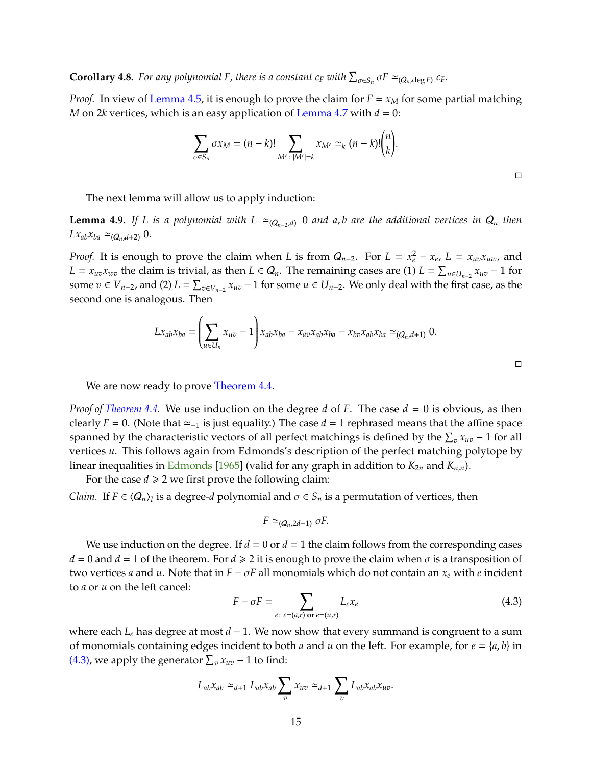**Corollary 4.8.** *For any polynomial $F$, there is a constant $c_F$ with $\sum_{\sigma \in S_n} \sigma F \simeq_{(Q_n, \deg F)} c_F$.*

*Proof.* In view of Lemma 4.5, it is enough to prove the claim for $F = x_M$ for some partial matching $M$ on $2k$ vertices, which is an easy application of Lemma 4.7 with $d = 0$:

$$\sum_{\sigma \in S_n} \sigma x_M = (n-k)! \sum_{M' \colon |M'| = k} x_{M'} \simeq_k (n-k)! \binom{n}{k}.$$

□

The next lemma will allow us to apply induction:

**Lemma 4.9.** *If $L$ is a polynomial with $L \simeq_{(Q_{n-2}, d)} 0$ and $a, b$ are the additional vertices in $Q_n$ then $L x_{ab} x_{ba} \simeq_{(Q_n, d+2)} 0$.*

*Proof.* It is enough to prove the claim when $L$ is from $Q_{n-2}$. For $L = x_e^2 - x_e$, $L = x_{uv} x_{uw}$, and $L = x_{uv} x_{wv}$ the claim is trivial, as then $L \in Q_n$. The remaining cases are (1) $L = \sum_{u \in U_{n-2}} x_{uv} - 1$ for some $v \in V_{n-2}$, and (2) $L = \sum_{v \in V_{n-2}} x_{uv} - 1$ for some $u \in U_{n-2}$. We only deal with the first case, as the second one is analogous. Then

$$L x_{ab} x_{ba} = \left( \sum_{u \in U_n} x_{uv} - 1 \right) x_{ab} x_{ba} - x_{av} x_{ab} x_{ba} - x_{bv} x_{ab} x_{ba} \simeq_{(Q_n, d+1)} 0.$$

□

We are now ready to prove Theorem 4.4.

*Proof of Theorem 4.4.* We use induction on the degree $d$ of $F$. The case $d = 0$ is obvious, as then clearly $F = 0$. (Note that $\simeq_{-1}$ is just equality.) The case $d = 1$ rephrased means that the affine space spanned by the characteristic vectors of all perfect matchings is defined by the $\sum_v x_{uv} - 1$ for all vertices $u$. This follows again from Edmonds's description of the perfect matching polytope by linear inequalities in Edmonds [1965] (valid for any graph in addition to $K_{2n}$ and $K_{n,n}$).

For the case $d \geqslant 2$ we first prove the following claim:

*Claim.* If $F \in \langle Q_n \rangle_I$ is a degree-$d$ polynomial and $\sigma \in S_n$ is a permutation of vertices, then

$$F \simeq_{(Q_n, 2d-1)} \sigma F.$$

We use induction on the degree. If $d = 0$ or $d = 1$ the claim follows from the corresponding cases $d = 0$ and $d = 1$ of the theorem. For $d \geqslant 2$ it is enough to prove the claim when $\sigma$ is a transposition of two vertices $a$ and $u$. Note that in $F - \sigma F$ all monomials which do not contain an $x_e$ with $e$ incident to $a$ or $u$ on the left cancel:

$$F - \sigma F = \sum_{e \colon e = (a,r) \textbf{ or } e = (u,r)} L_e x_e \tag{4.3}$$

where each $L_e$ has degree at most $d - 1$. We now show that every summand is congruent to a sum of monomials containing edges incident to both $a$ and $u$ on the left. For example, for $e = \{a, b\}$ in (4.3), we apply the generator $\sum_v x_{uv} - 1$ to find:

$$L_{ab} x_{ab} \simeq_{d+1} L_{ab} x_{ab} \sum_v x_{uv} \simeq_{d+1} \sum_v L_{ab} x_{ab} x_{uv}.$$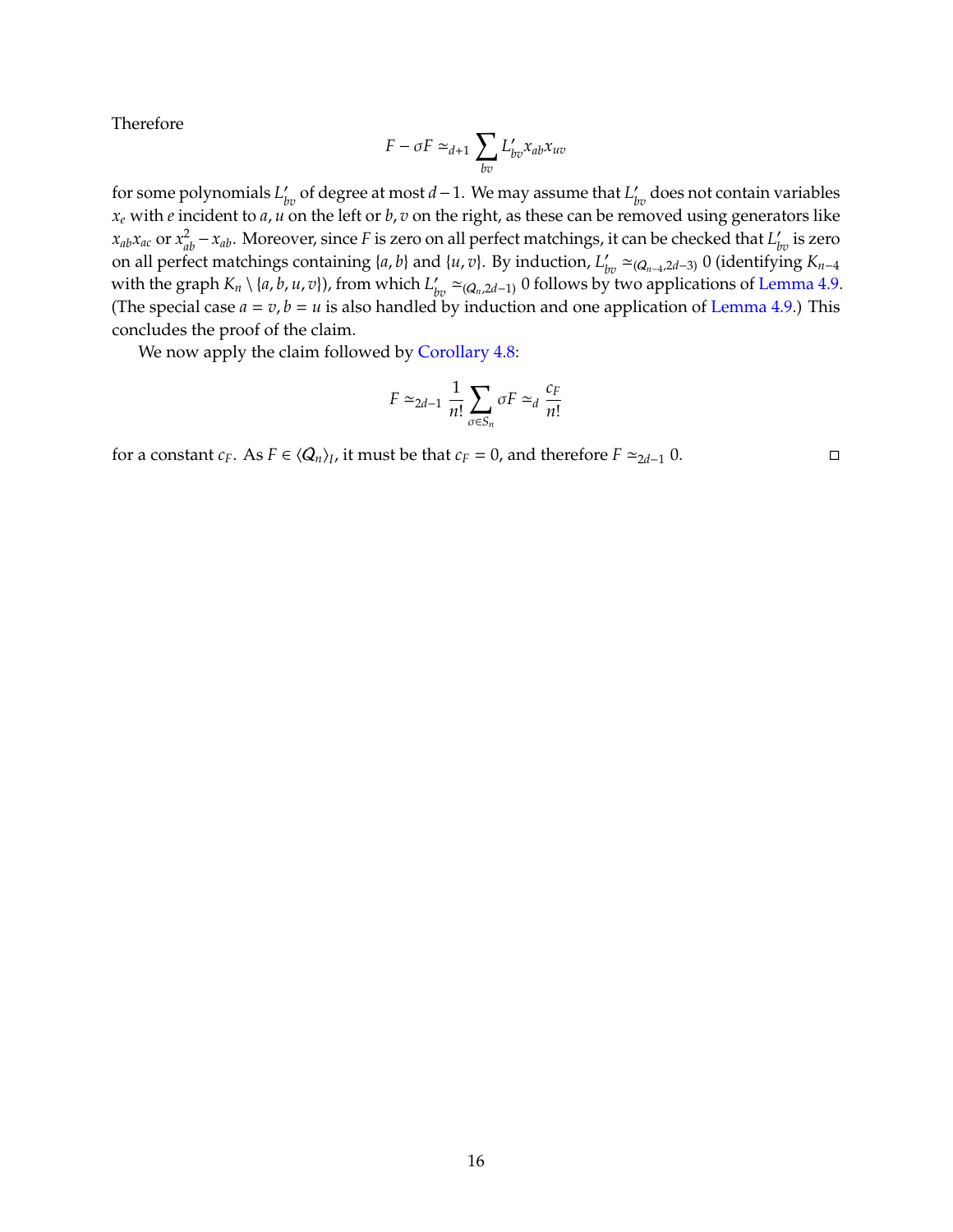Therefore

$$F - \sigma F \simeq_{d+1} \sum_{bv} L'_{bv} x_{ab} x_{uv}$$

for some polynomials $L'_{bv}$ of degree at most $d-1$. We may assume that $L'_{bv}$ does not contain variables $x_e$ with $e$ incident to $a, u$ on the left or $b, v$ on the right, as these can be removed using generators like $x_{ab}x_{ac}$ or $x_{ab}^2 - x_{ab}$. Moreover, since $F$ is zero on all perfect matchings, it can be checked that $L'_{bv}$ is zero on all perfect matchings containing $\{a, b\}$ and $\{u, v\}$. By induction, $L'_{bv} \simeq_{(Q_{n-4}, 2d-3)} 0$ (identifying $K_{n-4}$ with the graph $K_n \setminus \{a, b, u, v\}$), from which $L'_{bv} \simeq_{(Q_n, 2d-1)} 0$ follows by two applications of Lemma 4.9. (The special case $a = v, b = u$ is also handled by induction and one application of Lemma 4.9.) This concludes the proof of the claim.

We now apply the claim followed by Corollary 4.8:

$$F \simeq_{2d-1} \frac{1}{n!} \sum_{\sigma \in S_n} \sigma F \simeq_d \frac{c_F}{n!}$$

for a constant $c_F$. As $F \in \langle Q_n \rangle_I$, it must be that $c_F = 0$, and therefore $F \simeq_{2d-1} 0$. □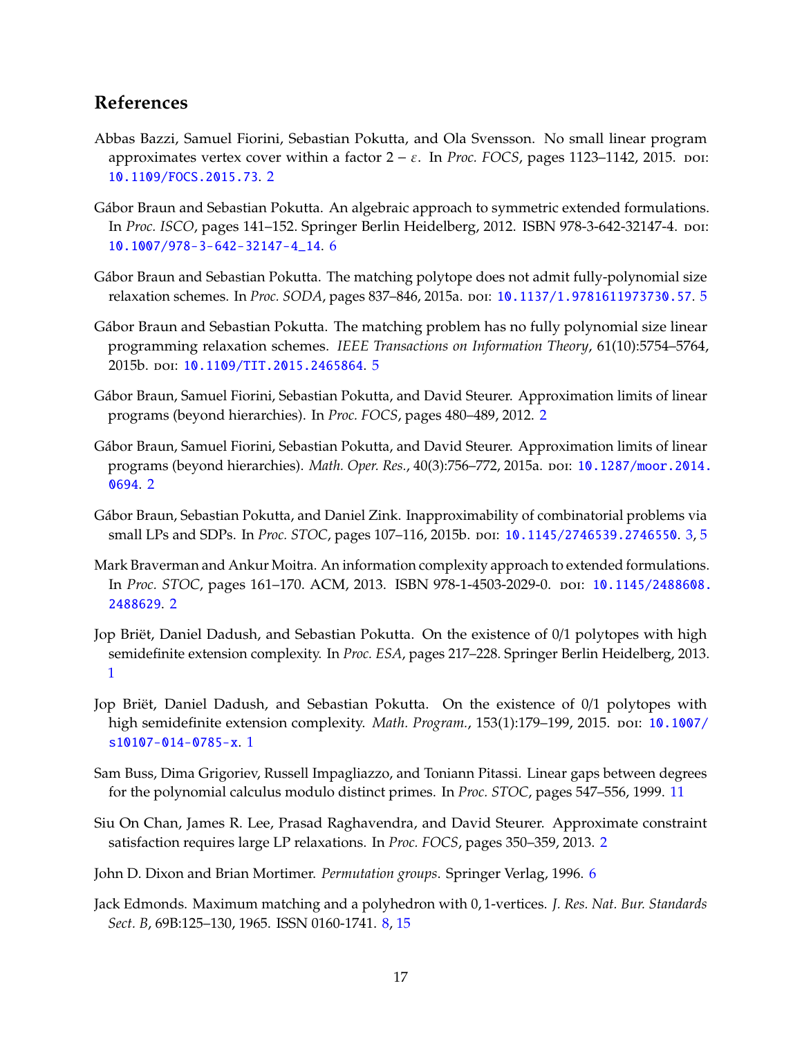## References

Abbas Bazzi, Samuel Fiorini, Sebastian Pokutta, and Ola Svensson. No small linear program approximates vertex cover within a factor $2-\varepsilon$. In *Proc. FOCS*, pages 1123–1142, 2015. doi: 10.1109/FOCS.2015.73. 2

Gábor Braun and Sebastian Pokutta. An algebraic approach to symmetric extended formulations. In *Proc. ISCO*, pages 141–152. Springer Berlin Heidelberg, 2012. ISBN 978-3-642-32147-4. doi: 10.1007/978-3-642-32147-4_14. 6

Gábor Braun and Sebastian Pokutta. The matching polytope does not admit fully-polynomial size relaxation schemes. In *Proc. SODA*, pages 837–846, 2015a. doi: 10.1137/1.9781611973730.57. 5

Gábor Braun and Sebastian Pokutta. The matching problem has no fully polynomial size linear programming relaxation schemes. *IEEE Transactions on Information Theory*, 61(10):5754–5764, 2015b. doi: 10.1109/TIT.2015.2465864. 5

Gábor Braun, Samuel Fiorini, Sebastian Pokutta, and David Steurer. Approximation limits of linear programs (beyond hierarchies). In *Proc. FOCS*, pages 480–489, 2012. 2

Gábor Braun, Samuel Fiorini, Sebastian Pokutta, and David Steurer. Approximation limits of linear programs (beyond hierarchies). *Math. Oper. Res.*, 40(3):756–772, 2015a. doi: 10.1287/moor.2014.0694. 2

Gábor Braun, Sebastian Pokutta, and Daniel Zink. Inapproximability of combinatorial problems via small LPs and SDPs. In *Proc. STOC*, pages 107–116, 2015b. doi: 10.1145/2746539.2746550. 3, 5

Mark Braverman and Ankur Moitra. An information complexity approach to extended formulations. In *Proc. STOC*, pages 161–170. ACM, 2013. ISBN 978-1-4503-2029-0. doi: 10.1145/2488608.2488629. 2

Jop Briët, Daniel Dadush, and Sebastian Pokutta. On the existence of 0/1 polytopes with high semidefinite extension complexity. In *Proc. ESA*, pages 217–228. Springer Berlin Heidelberg, 2013. 1

Jop Briët, Daniel Dadush, and Sebastian Pokutta. On the existence of 0/1 polytopes with high semidefinite extension complexity. *Math. Program.*, 153(1):179–199, 2015. doi: 10.1007/s10107-014-0785-x. 1

Sam Buss, Dima Grigoriev, Russell Impagliazzo, and Toniann Pitassi. Linear gaps between degrees for the polynomial calculus modulo distinct primes. In *Proc. STOC*, pages 547–556, 1999. 11

Siu On Chan, James R. Lee, Prasad Raghavendra, and David Steurer. Approximate constraint satisfaction requires large LP relaxations. In *Proc. FOCS*, pages 350–359, 2013. 2

John D. Dixon and Brian Mortimer. *Permutation groups*. Springer Verlag, 1996. 6

Jack Edmonds. Maximum matching and a polyhedron with 0, 1-vertices. *J. Res. Nat. Bur. Standards Sect. B*, 69B:125–130, 1965. ISSN 0160-1741. 8, 15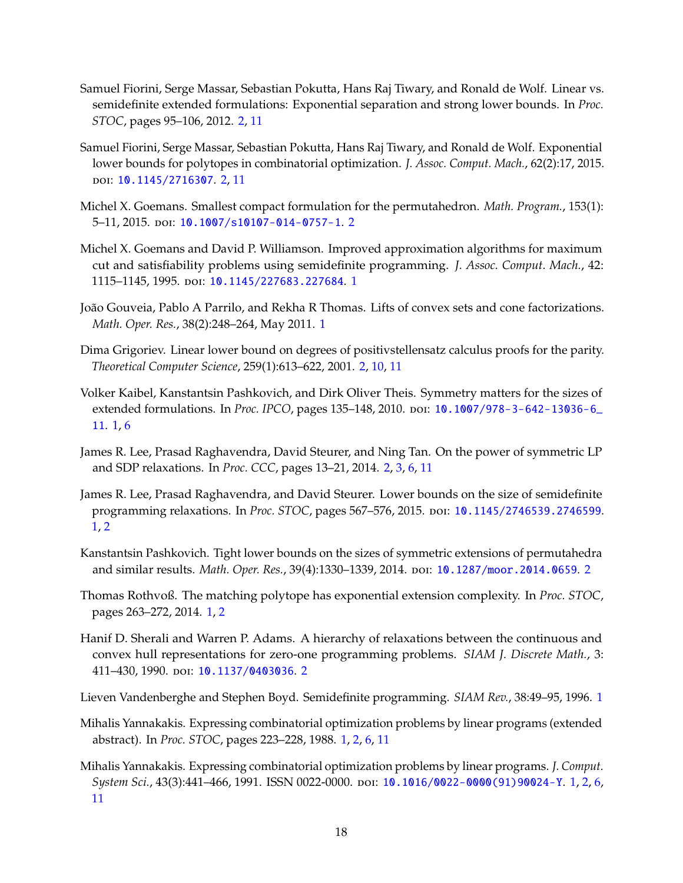Samuel Fiorini, Serge Massar, Sebastian Pokutta, Hans Raj Tiwary, and Ronald de Wolf. Linear vs. semidefinite extended formulations: Exponential separation and strong lower bounds. In *Proc. STOC*, pages 95–106, 2012. 2, 11

Samuel Fiorini, Serge Massar, Sebastian Pokutta, Hans Raj Tiwary, and Ronald de Wolf. Exponential lower bounds for polytopes in combinatorial optimization. *J. Assoc. Comput. Mach.*, 62(2):17, 2015. doi: 10.1145/2716307. 2, 11

Michel X. Goemans. Smallest compact formulation for the permutahedron. *Math. Program.*, 153(1): 5–11, 2015. doi: 10.1007/s10107-014-0757-1. 2

Michel X. Goemans and David P. Williamson. Improved approximation algorithms for maximum cut and satisfiability problems using semidefinite programming. *J. Assoc. Comput. Mach.*, 42: 1115–1145, 1995. doi: 10.1145/227683.227684. 1

João Gouveia, Pablo A Parrilo, and Rekha R Thomas. Lifts of convex sets and cone factorizations. *Math. Oper. Res.*, 38(2):248–264, May 2011. 1

Dima Grigoriev. Linear lower bound on degrees of positivstellensatz calculus proofs for the parity. *Theoretical Computer Science*, 259(1):613–622, 2001. 2, 10, 11

Volker Kaibel, Kanstantsin Pashkovich, and Dirk Oliver Theis. Symmetry matters for the sizes of extended formulations. In *Proc. IPCO*, pages 135–148, 2010. doi: 10.1007/978-3-642-13036-6_11. 1, 6

James R. Lee, Prasad Raghavendra, David Steurer, and Ning Tan. On the power of symmetric LP and SDP relaxations. In *Proc. CCC*, pages 13–21, 2014. 2, 3, 6, 11

James R. Lee, Prasad Raghavendra, and David Steurer. Lower bounds on the size of semidefinite programming relaxations. In *Proc. STOC*, pages 567–576, 2015. doi: 10.1145/2746539.2746599. 1, 2

Kanstantsin Pashkovich. Tight lower bounds on the sizes of symmetric extensions of permutahedra and similar results. *Math. Oper. Res.*, 39(4):1330–1339, 2014. doi: 10.1287/moor.2014.0659. 2

Thomas Rothvoß. The matching polytope has exponential extension complexity. In *Proc. STOC*, pages 263–272, 2014. 1, 2

Hanif D. Sherali and Warren P. Adams. A hierarchy of relaxations between the continuous and convex hull representations for zero-one programming problems. *SIAM J. Discrete Math.*, 3: 411–430, 1990. doi: 10.1137/0403036. 2

Lieven Vandenberghe and Stephen Boyd. Semidefinite programming. *SIAM Rev.*, 38:49–95, 1996. 1

Mihalis Yannakakis. Expressing combinatorial optimization problems by linear programs (extended abstract). In *Proc. STOC*, pages 223–228, 1988. 1, 2, 6, 11

Mihalis Yannakakis. Expressing combinatorial optimization problems by linear programs. *J. Comput. System Sci.*, 43(3):441–466, 1991. ISSN 0022-0000. doi: 10.1016/0022-0000(91)90024-Y. 1, 2, 6, 11